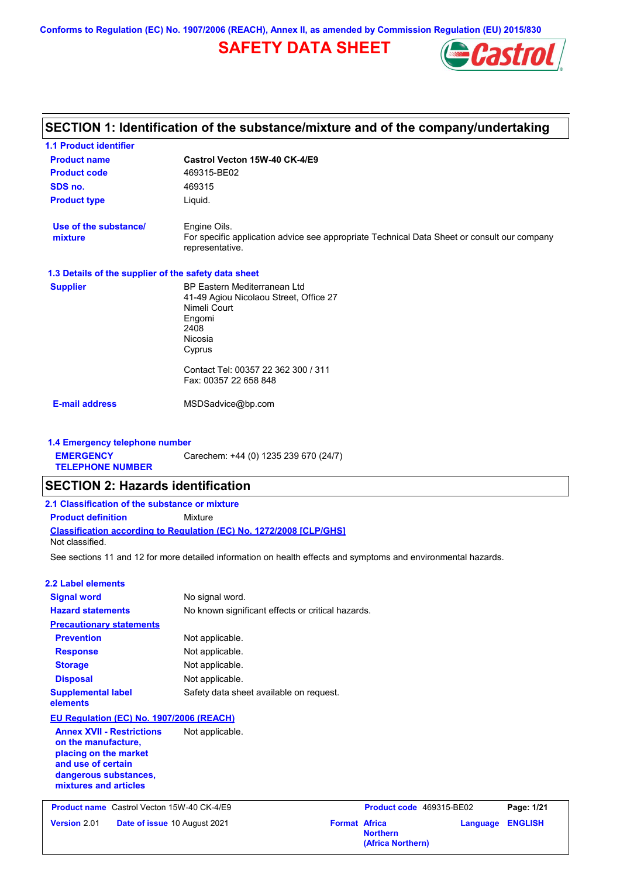Conforms to Regulation (EC) No. 1907/2006 (REACH), Annex II, as amended by Commission Regulation (EU) 2015/830

# SAFETY DATA SHEET

## SECTION 1: Identification of the substance/mixture and of the company/undertaking

### 1.1 Product identifier

| | |
|---|---|
| **Product name** | **Castrol Vecton 15W-40 CK-4/E9** |
| **Product code** | 469315-BE02 |
| **SDS no.** | 469315 |
| **Product type** | Liquid. |
| **Use of the substance/ mixture** | Engine Oils.<br>For specific application advice see appropriate Technical Data Sheet or consult our company representative. |

### 1.3 Details of the supplier of the safety data sheet

| | |
|---|---|
| **Supplier** | BP Eastern Mediterranean Ltd<br>41-49 Agiou Nicolaou Street, Office 27<br>Nimeli Court<br>Engomi<br>2408<br>Nicosia<br>Cyprus<br><br>Contact Tel: 00357 22 362 300 / 311<br>Fax: 00357 22 658 848 |
| **E-mail address** | MSDSadvice@bp.com |

### 1.4 Emergency telephone number

| | |
|---|---|
| **EMERGENCY TELEPHONE NUMBER** | Carechem: +44 (0) 1235 239 670 (24/7) |

## SECTION 2: Hazards identification

### 2.1 Classification of the substance or mixture

**Product definition** Mixture

**Classification according to Regulation (EC) No. 1272/2008 [CLP/GHS]**

Not classified.

See sections 11 and 12 for more detailed information on health effects and symptoms and environmental hazards.

### 2.2 Label elements

| | |
|---|---|
| **Signal word** | No signal word. |
| **Hazard statements** | No known significant effects or critical hazards. |
| **Precautionary statements** | |
| **Prevention** | Not applicable. |
| **Response** | Not applicable. |
| **Storage** | Not applicable. |
| **Disposal** | Not applicable. |
| **Supplemental label elements** | Safety data sheet available on request. |

**EU Regulation (EC) No. 1907/2006 (REACH)**

| | |
|---|---|
| **Annex XVII - Restrictions on the manufacture, placing on the market and use of certain dangerous substances, mixtures and articles** | Not applicable. |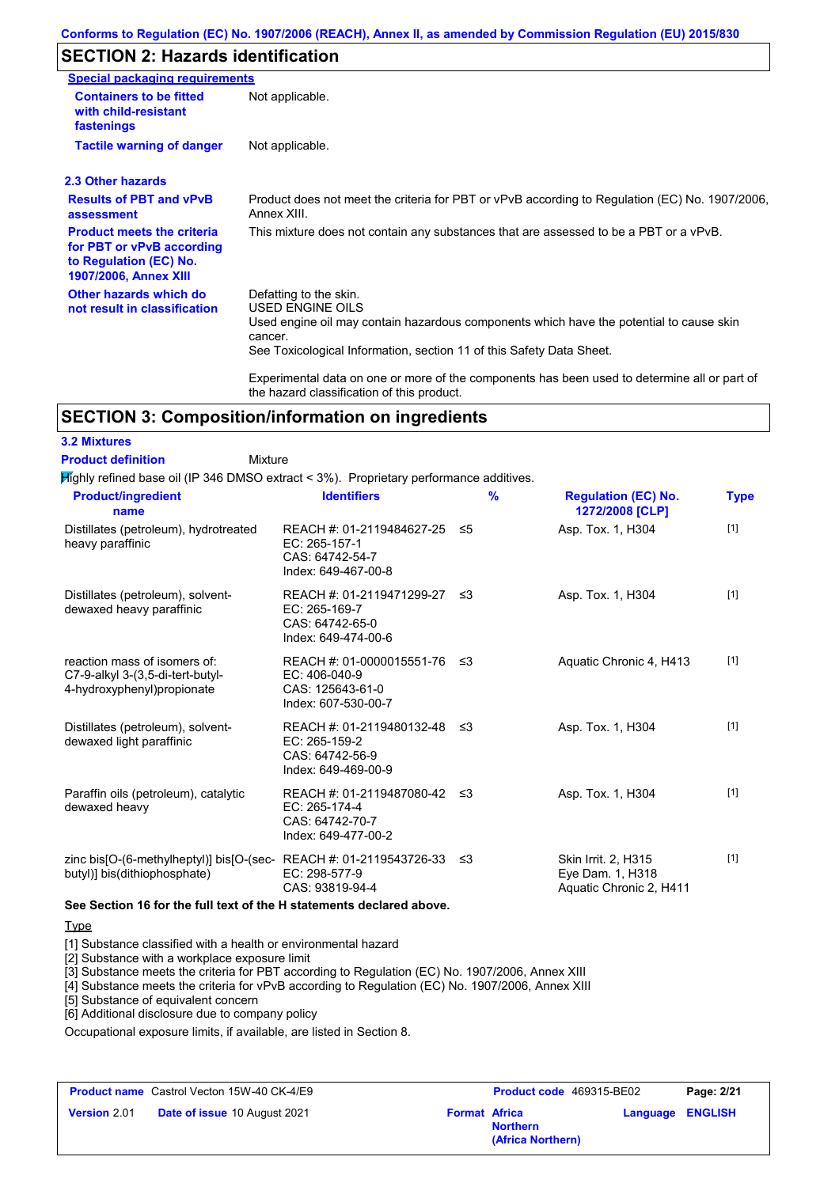## SECTION 2: Hazards identification

**Special packaging requirements**

| | |
|---|---|
| **Containers to be fitted with child-resistant fastenings** | Not applicable. |
| **Tactile warning of danger** | Not applicable. |

### 2.3 Other hazards

| | |
|---|---|
| **Results of PBT and vPvB assessment** | Product does not meet the criteria for PBT or vPvB according to Regulation (EC) No. 1907/2006, Annex XIII. |
| **Product meets the criteria for PBT or vPvB according to Regulation (EC) No. 1907/2006, Annex XIII** | This mixture does not contain any substances that are assessed to be a PBT or a vPvB. |
| **Other hazards which do not result in classification** | Defatting to the skin.<br>USED ENGINE OILS<br>Used engine oil may contain hazardous components which have the potential to cause skin cancer.<br>See Toxicological Information, section 11 of this Safety Data Sheet.<br><br>Experimental data on one or more of the components has been used to determine all or part of the hazard classification of this product. |

## SECTION 3: Composition/information on ingredients

### 3.2 Mixtures

**Product definition** Mixture

Highly refined base oil (IP 346 DMSO extract < 3%). Proprietary performance additives.

| Product/ingredient name | Identifiers | % | Regulation (EC) No. 1272/2008 [CLP] | Type |
|---|---|---|---|---|
| Distillates (petroleum), hydrotreated heavy paraffinic | REACH #: 01-2119484627-25<br>EC: 265-157-1<br>CAS: 64742-54-7<br>Index: 649-467-00-8 | ≤5 | Asp. Tox. 1, H304 | [1] |
| Distillates (petroleum), solvent-dewaxed heavy paraffinic | REACH #: 01-2119471299-27<br>EC: 265-169-7<br>CAS: 64742-65-0<br>Index: 649-474-00-6 | ≤3 | Asp. Tox. 1, H304 | [1] |
| reaction mass of isomers of: C7-9-alkyl 3-(3,5-di-tert-butyl-4-hydroxyphenyl)propionate | REACH #: 01-0000015551-76<br>EC: 406-040-9<br>CAS: 125643-61-0<br>Index: 607-530-00-7 | ≤3 | Aquatic Chronic 4, H413 | [1] |
| Distillates (petroleum), solvent-dewaxed light paraffinic | REACH #: 01-2119480132-48<br>EC: 265-159-2<br>CAS: 64742-56-9<br>Index: 649-469-00-9 | ≤3 | Asp. Tox. 1, H304 | [1] |
| Paraffin oils (petroleum), catalytic dewaxed heavy | REACH #: 01-2119487080-42<br>EC: 265-174-4<br>CAS: 64742-70-7<br>Index: 649-477-00-2 | ≤3 | Asp. Tox. 1, H304 | [1] |
| zinc bis[O-(6-methylheptyl)] bis[O-(sec-butyl)] bis(dithiophosphate) | REACH #: 01-2119543726-33<br>EC: 298-577-9<br>CAS: 93819-94-4 | ≤3 | Skin Irrit. 2, H315<br>Eye Dam. 1, H318<br>Aquatic Chronic 2, H411 | [1] |

**See Section 16 for the full text of the H statements declared above.**

Type

[1] Substance classified with a health or environmental hazard
[2] Substance with a workplace exposure limit
[3] Substance meets the criteria for PBT according to Regulation (EC) No. 1907/2006, Annex XIII
[4] Substance meets the criteria for vPvB according to Regulation (EC) No. 1907/2006, Annex XIII
[5] Substance of equivalent concern
[6] Additional disclosure due to company policy

Occupational exposure limits, if available, are listed in Section 8.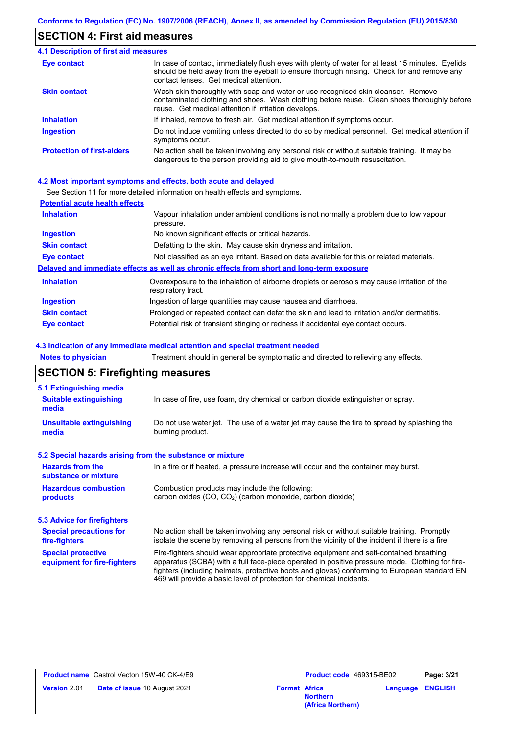## SECTION 4: First aid measures

### 4.1 Description of first aid measures

| | |
|---|---|
| **Eye contact** | In case of contact, immediately flush eyes with plenty of water for at least 15 minutes. Eyelids should be held away from the eyeball to ensure thorough rinsing. Check for and remove any contact lenses. Get medical attention. |
| **Skin contact** | Wash skin thoroughly with soap and water or use recognised skin cleanser. Remove contaminated clothing and shoes. Wash clothing before reuse. Clean shoes thoroughly before reuse. Get medical attention if irritation develops. |
| **Inhalation** | If inhaled, remove to fresh air. Get medical attention if symptoms occur. |
| **Ingestion** | Do not induce vomiting unless directed to do so by medical personnel. Get medical attention if symptoms occur. |
| **Protection of first-aiders** | No action shall be taken involving any personal risk or without suitable training. It may be dangerous to the person providing aid to give mouth-to-mouth resuscitation. |

### 4.2 Most important symptoms and effects, both acute and delayed

See Section 11 for more detailed information on health effects and symptoms.

**Potential acute health effects**

| | |
|---|---|
| **Inhalation** | Vapour inhalation under ambient conditions is not normally a problem due to low vapour pressure. |
| **Ingestion** | No known significant effects or critical hazards. |
| **Skin contact** | Defatting to the skin. May cause skin dryness and irritation. |
| **Eye contact** | Not classified as an eye irritant. Based on data available for this or related materials. |

**Delayed and immediate effects as well as chronic effects from short and long-term exposure**

| | |
|---|---|
| **Inhalation** | Overexposure to the inhalation of airborne droplets or aerosols may cause irritation of the respiratory tract. |
| **Ingestion** | Ingestion of large quantities may cause nausea and diarrhoea. |
| **Skin contact** | Prolonged or repeated contact can defat the skin and lead to irritation and/or dermatitis. |
| **Eye contact** | Potential risk of transient stinging or redness if accidental eye contact occurs. |

### 4.3 Indication of any immediate medical attention and special treatment needed

| | |
|---|---|
| **Notes to physician** | Treatment should in general be symptomatic and directed to relieving any effects. |

## SECTION 5: Firefighting measures

### 5.1 Extinguishing media

| | |
|---|---|
| **Suitable extinguishing media** | In case of fire, use foam, dry chemical or carbon dioxide extinguisher or spray. |
| **Unsuitable extinguishing media** | Do not use water jet. The use of a water jet may cause the fire to spread by splashing the burning product. |

### 5.2 Special hazards arising from the substance or mixture

| | |
|---|---|
| **Hazards from the substance or mixture** | In a fire or if heated, a pressure increase will occur and the container may burst. |
| **Hazardous combustion products** | Combustion products may include the following: carbon oxides (CO, $CO_2$) (carbon monoxide, carbon dioxide) |

### 5.3 Advice for firefighters

| | |
|---|---|
| **Special precautions for fire-fighters** | No action shall be taken involving any personal risk or without suitable training. Promptly isolate the scene by removing all persons from the vicinity of the incident if there is a fire. |
| **Special protective equipment for fire-fighters** | Fire-fighters should wear appropriate protective equipment and self-contained breathing apparatus (SCBA) with a full face-piece operated in positive pressure mode. Clothing for fire-fighters (including helmets, protective boots and gloves) conforming to European standard EN 469 will provide a basic level of protection for chemical incidents. |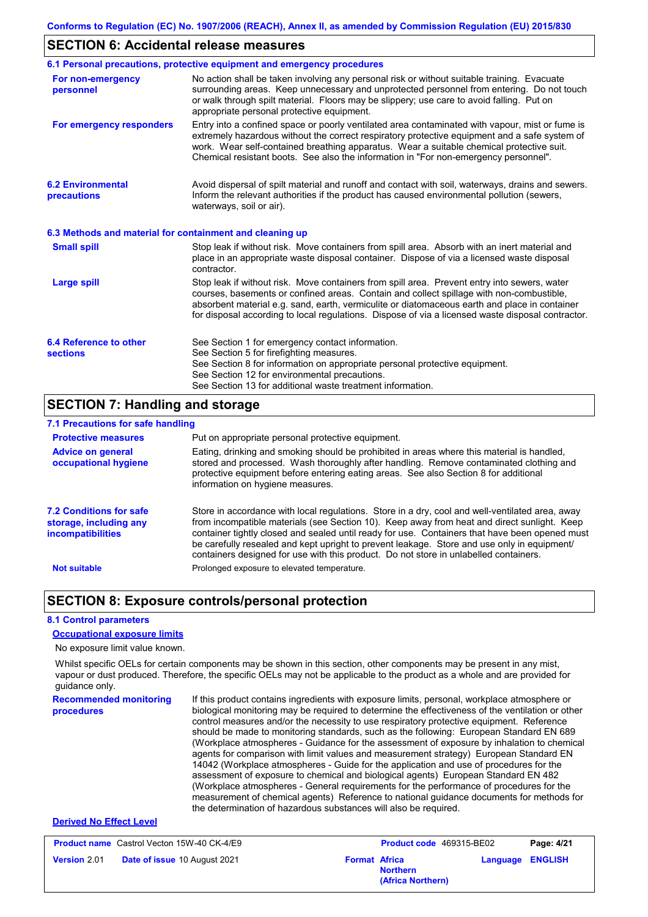## SECTION 6: Accidental release measures

### 6.1 Personal precautions, protective equipment and emergency procedures

**For non-emergency personnel**

No action shall be taken involving any personal risk or without suitable training. Evacuate surrounding areas. Keep unnecessary and unprotected personnel from entering. Do not touch or walk through spilt material. Floors may be slippery; use care to avoid falling. Put on appropriate personal protective equipment.

**For emergency responders**

Entry into a confined space or poorly ventilated area contaminated with vapour, mist or fume is extremely hazardous without the correct respiratory protective equipment and a safe system of work. Wear self-contained breathing apparatus. Wear a suitable chemical protective suit. Chemical resistant boots. See also the information in "For non-emergency personnel".

### 6.2 Environmental precautions

Avoid dispersal of spilt material and runoff and contact with soil, waterways, drains and sewers. Inform the relevant authorities if the product has caused environmental pollution (sewers, waterways, soil or air).

### 6.3 Methods and material for containment and cleaning up

**Small spill**

Stop leak if without risk. Move containers from spill area. Absorb with an inert material and place in an appropriate waste disposal container. Dispose of via a licensed waste disposal contractor.

**Large spill**

Stop leak if without risk. Move containers from spill area. Prevent entry into sewers, water courses, basements or confined areas. Contain and collect spillage with non-combustible, absorbent material e.g. sand, earth, vermiculite or diatomaceous earth and place in container for disposal according to local regulations. Dispose of via a licensed waste disposal contractor.

### 6.4 Reference to other sections

See Section 1 for emergency contact information.
See Section 5 for firefighting measures.
See Section 8 for information on appropriate personal protective equipment.
See Section 12 for environmental precautions.
See Section 13 for additional waste treatment information.

## SECTION 7: Handling and storage

### 7.1 Precautions for safe handling

**Protective measures**

Put on appropriate personal protective equipment.

**Advice on general occupational hygiene**

Eating, drinking and smoking should be prohibited in areas where this material is handled, stored and processed. Wash thoroughly after handling. Remove contaminated clothing and protective equipment before entering eating areas. See also Section 8 for additional information on hygiene measures.

### 7.2 Conditions for safe storage, including any incompatibilities

Store in accordance with local regulations. Store in a dry, cool and well-ventilated area, away from incompatible materials (see Section 10). Keep away from heat and direct sunlight. Keep container tightly closed and sealed until ready for use. Containers that have been opened must be carefully resealed and kept upright to prevent leakage. Store and use only in equipment/ containers designed for use with this product. Do not store in unlabelled containers.

**Not suitable**

Prolonged exposure to elevated temperature.

## SECTION 8: Exposure controls/personal protection

### 8.1 Control parameters

**Occupational exposure limits**

No exposure limit value known.

Whilst specific OELs for certain components may be shown in this section, other components may be present in any mist, vapour or dust produced. Therefore, the specific OELs may not be applicable to the product as a whole and are provided for guidance only.

**Recommended monitoring procedures**

If this product contains ingredients with exposure limits, personal, workplace atmosphere or biological monitoring may be required to determine the effectiveness of the ventilation or other control measures and/or the necessity to use respiratory protective equipment. Reference should be made to monitoring standards, such as the following: European Standard EN 689 (Workplace atmospheres - Guidance for the assessment of exposure by inhalation to chemical agents for comparison with limit values and measurement strategy) European Standard EN 14042 (Workplace atmospheres - Guide for the application and use of procedures for the assessment of exposure to chemical and biological agents) European Standard EN 482 (Workplace atmospheres - General requirements for the performance of procedures for the measurement of chemical agents) Reference to national guidance documents for methods for the determination of hazardous substances will also be required.

**Derived No Effect Level**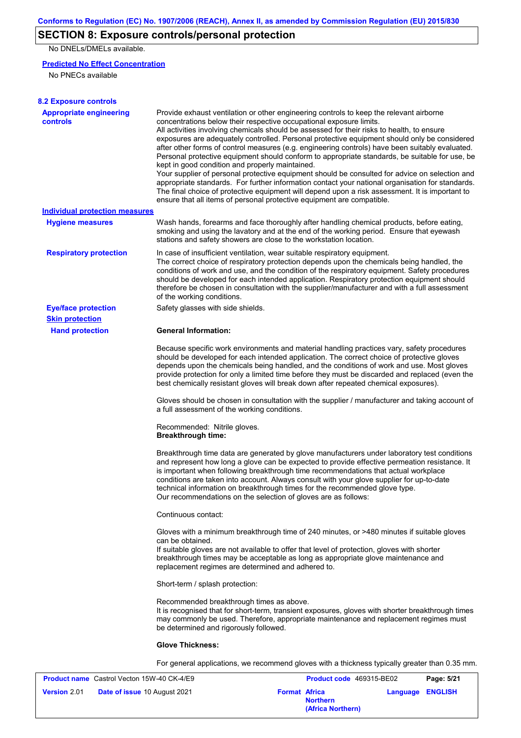## SECTION 8: Exposure controls/personal protection

No DNELs/DMELs available.

**Predicted No Effect Concentration**

No PNECs available

**8.2 Exposure controls**

**Appropriate engineering controls**

Provide exhaust ventilation or other engineering controls to keep the relevant airborne concentrations below their respective occupational exposure limits.
All activities involving chemicals should be assessed for their risks to health, to ensure exposures are adequately controlled. Personal protective equipment should only be considered after other forms of control measures (e.g. engineering controls) have been suitably evaluated. Personal protective equipment should conform to appropriate standards, be suitable for use, be kept in good condition and properly maintained.
Your supplier of personal protective equipment should be consulted for advice on selection and appropriate standards. For further information contact your national organisation for standards. The final choice of protective equipment will depend upon a risk assessment. It is important to ensure that all items of personal protective equipment are compatible.

**Individual protection measures**

**Hygiene measures**

Wash hands, forearms and face thoroughly after handling chemical products, before eating, smoking and using the lavatory and at the end of the working period. Ensure that eyewash stations and safety showers are close to the workstation location.

**Respiratory protection**

In case of insufficient ventilation, wear suitable respiratory equipment.
The correct choice of respiratory protection depends upon the chemicals being handled, the conditions of work and use, and the condition of the respiratory equipment. Safety procedures should be developed for each intended application. Respiratory protection equipment should therefore be chosen in consultation with the supplier/manufacturer and with a full assessment of the working conditions.

**Eye/face protection**

Safety glasses with side shields.

**Skin protection**

**Hand protection**

**General Information:**

Because specific work environments and material handling practices vary, safety procedures should be developed for each intended application. The correct choice of protective gloves depends upon the chemicals being handled, and the conditions of work and use. Most gloves provide protection for only a limited time before they must be discarded and replaced (even the best chemically resistant gloves will break down after repeated chemical exposures).

Gloves should be chosen in consultation with the supplier / manufacturer and taking account of a full assessment of the working conditions.

Recommended: Nitrile gloves.
**Breakthrough time:**

Breakthrough time data are generated by glove manufacturers under laboratory test conditions and represent how long a glove can be expected to provide effective permeation resistance. It is important when following breakthrough time recommendations that actual workplace conditions are taken into account. Always consult with your glove supplier for up-to-date technical information on breakthrough times for the recommended glove type.
Our recommendations on the selection of gloves are as follows:

Continuous contact:

Gloves with a minimum breakthrough time of 240 minutes, or >480 minutes if suitable gloves can be obtained.
If suitable gloves are not available to offer that level of protection, gloves with shorter breakthrough times may be acceptable as long as appropriate glove maintenance and replacement regimes are determined and adhered to.

Short-term / splash protection:

Recommended breakthrough times as above.
It is recognised that for short-term, transient exposures, gloves with shorter breakthrough times may commonly be used. Therefore, appropriate maintenance and replacement regimes must be determined and rigorously followed.

**Glove Thickness:**

For general applications, we recommend gloves with a thickness typically greater than 0.35 mm.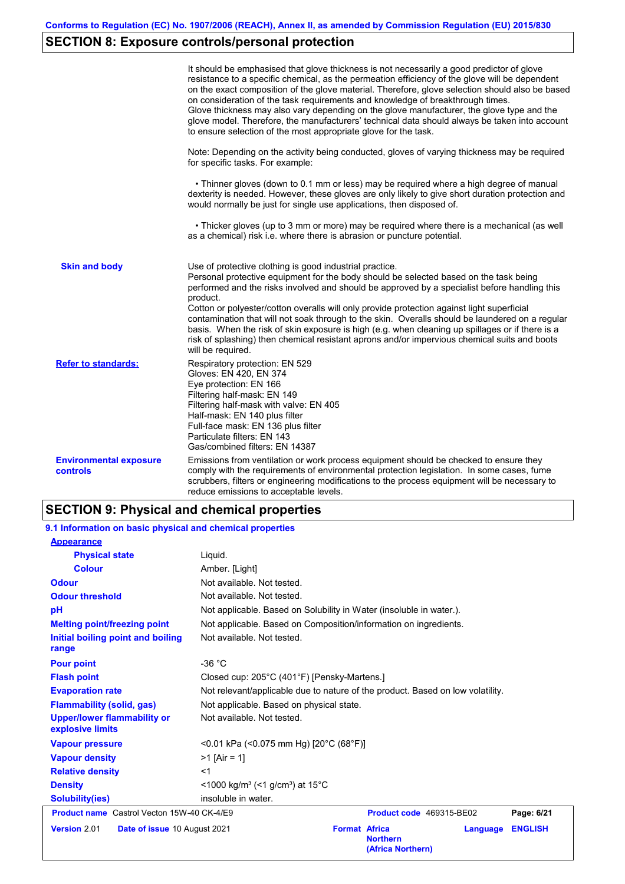## SECTION 8: Exposure controls/personal protection

It should be emphasised that glove thickness is not necessarily a good predictor of glove resistance to a specific chemical, as the permeation efficiency of the glove will be dependent on the exact composition of the glove material. Therefore, glove selection should also be based on consideration of the task requirements and knowledge of breakthrough times.
Glove thickness may also vary depending on the glove manufacturer, the glove type and the glove model. Therefore, the manufacturers' technical data should always be taken into account to ensure selection of the most appropriate glove for the task.

Note: Depending on the activity being conducted, gloves of varying thickness may be required for specific tasks. For example:

• Thinner gloves (down to 0.1 mm or less) may be required where a high degree of manual dexterity is needed. However, these gloves are only likely to give short duration protection and would normally be just for single use applications, then disposed of.

• Thicker gloves (up to 3 mm or more) may be required where there is a mechanical (as well as a chemical) risk i.e. where there is abrasion or puncture potential.

**Skin and body**

Use of protective clothing is good industrial practice.
Personal protective equipment for the body should be selected based on the task being performed and the risks involved and should be approved by a specialist before handling this product.
Cotton or polyester/cotton overalls will only provide protection against light superficial contamination that will not soak through to the skin. Overalls should be laundered on a regular basis. When the risk of skin exposure is high (e.g. when cleaning up spillages or if there is a risk of splashing) then chemical resistant aprons and/or impervious chemical suits and boots will be required.

**Refer to standards:**

Respiratory protection: EN 529
Gloves: EN 420, EN 374
Eye protection: EN 166
Filtering half-mask: EN 149
Filtering half-mask with valve: EN 405
Half-mask: EN 140 plus filter
Full-face mask: EN 136 plus filter
Particulate filters: EN 143
Gas/combined filters: EN 14387

**Environmental exposure controls**

Emissions from ventilation or work process equipment should be checked to ensure they comply with the requirements of environmental protection legislation. In some cases, fume scrubbers, filters or engineering modifications to the process equipment will be necessary to reduce emissions to acceptable levels.

## SECTION 9: Physical and chemical properties

### 9.1 Information on basic physical and chemical properties

**Appearance**

| Property | Value |
|---|---|
| Physical state | Liquid. |
| Colour | Amber. [Light] |
| Odour | Not available. Not tested. |
| Odour threshold | Not available. Not tested. |
| pH | Not applicable. Based on Solubility in Water (insoluble in water.). |
| Melting point/freezing point | Not applicable. Based on Composition/information on ingredients. |
| Initial boiling point and boiling range | Not available. Not tested. |
| Pour point | -36 °C |
| Flash point | Closed cup: 205°C (401°F) [Pensky-Martens.] |
| Evaporation rate | Not relevant/applicable due to nature of the product. Based on low volatility. |
| Flammability (solid, gas) | Not applicable. Based on physical state. |
| Upper/lower flammability or explosive limits | Not available. Not tested. |
| Vapour pressure | <0.01 kPa (<0.075 mm Hg) [20°C (68°F)] |
| Vapour density | >1 [Air = 1] |
| Relative density | <1 |
| Density | <1000 kg/m³ (<1 g/cm³) at 15°C |
| Solubility(ies) | insoluble in water. |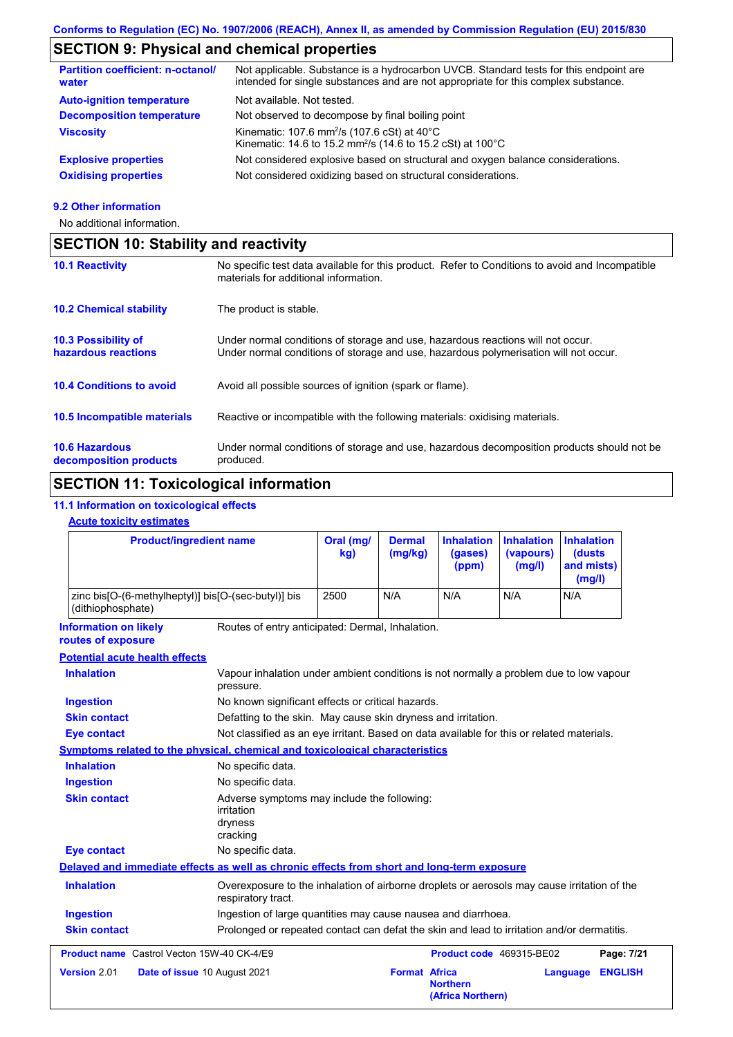## SECTION 9: Physical and chemical properties

| | |
|---|---|
| **Partition coefficient: n-octanol/water** | Not applicable. Substance is a hydrocarbon UVCB. Standard tests for this endpoint are intended for single substances and are not appropriate for this complex substance. |
| **Auto-ignition temperature** | Not available. Not tested. |
| **Decomposition temperature** | Not observed to decompose by final boiling point |
| **Viscosity** | Kinematic: 107.6 $mm^2/s$ (107.6 cSt) at 40°C<br>Kinematic: 14.6 to 15.2 $mm^2/s$ (14.6 to 15.2 cSt) at 100°C |
| **Explosive properties** | Not considered explosive based on structural and oxygen balance considerations. |
| **Oxidising properties** | Not considered oxidizing based on structural considerations. |

### 9.2 Other information

No additional information.

## SECTION 10: Stability and reactivity

| | |
|---|---|
| **10.1 Reactivity** | No specific test data available for this product. Refer to Conditions to avoid and Incompatible materials for additional information. |
| **10.2 Chemical stability** | The product is stable. |
| **10.3 Possibility of hazardous reactions** | Under normal conditions of storage and use, hazardous reactions will not occur.<br>Under normal conditions of storage and use, hazardous polymerisation will not occur. |
| **10.4 Conditions to avoid** | Avoid all possible sources of ignition (spark or flame). |
| **10.5 Incompatible materials** | Reactive or incompatible with the following materials: oxidising materials. |
| **10.6 Hazardous decomposition products** | Under normal conditions of storage and use, hazardous decomposition products should not be produced. |

## SECTION 11: Toxicological information

### 11.1 Information on toxicological effects

**Acute toxicity estimates**

| Product/ingredient name | Oral (mg/kg) | Dermal (mg/kg) | Inhalation (gases) (ppm) | Inhalation (vapours) (mg/l) | Inhalation (dusts and mists) (mg/l) |
|---|---|---|---|---|---|
| zinc bis[O-(6-methylheptyl)] bis[O-(sec-butyl)] bis (dithiophosphate) | 2500 | N/A | N/A | N/A | N/A |

**Information on likely routes of exposure**: Routes of entry anticipated: Dermal, Inhalation.

**Potential acute health effects**

| | |
|---|---|
| **Inhalation** | Vapour inhalation under ambient conditions is not normally a problem due to low vapour pressure. |
| **Ingestion** | No known significant effects or critical hazards. |
| **Skin contact** | Defatting to the skin. May cause skin dryness and irritation. |
| **Eye contact** | Not classified as an eye irritant. Based on data available for this or related materials. |

**Symptoms related to the physical, chemical and toxicological characteristics**

| | |
|---|---|
| **Inhalation** | No specific data. |
| **Ingestion** | No specific data. |
| **Skin contact** | Adverse symptoms may include the following:<br>irritation<br>dryness<br>cracking |
| **Eye contact** | No specific data. |

**Delayed and immediate effects as well as chronic effects from short and long-term exposure**

| | |
|---|---|
| **Inhalation** | Overexposure to the inhalation of airborne droplets or aerosols may cause irritation of the respiratory tract. |
| **Ingestion** | Ingestion of large quantities may cause nausea and diarrhoea. |
| **Skin contact** | Prolonged or repeated contact can defat the skin and lead to irritation and/or dermatitis. |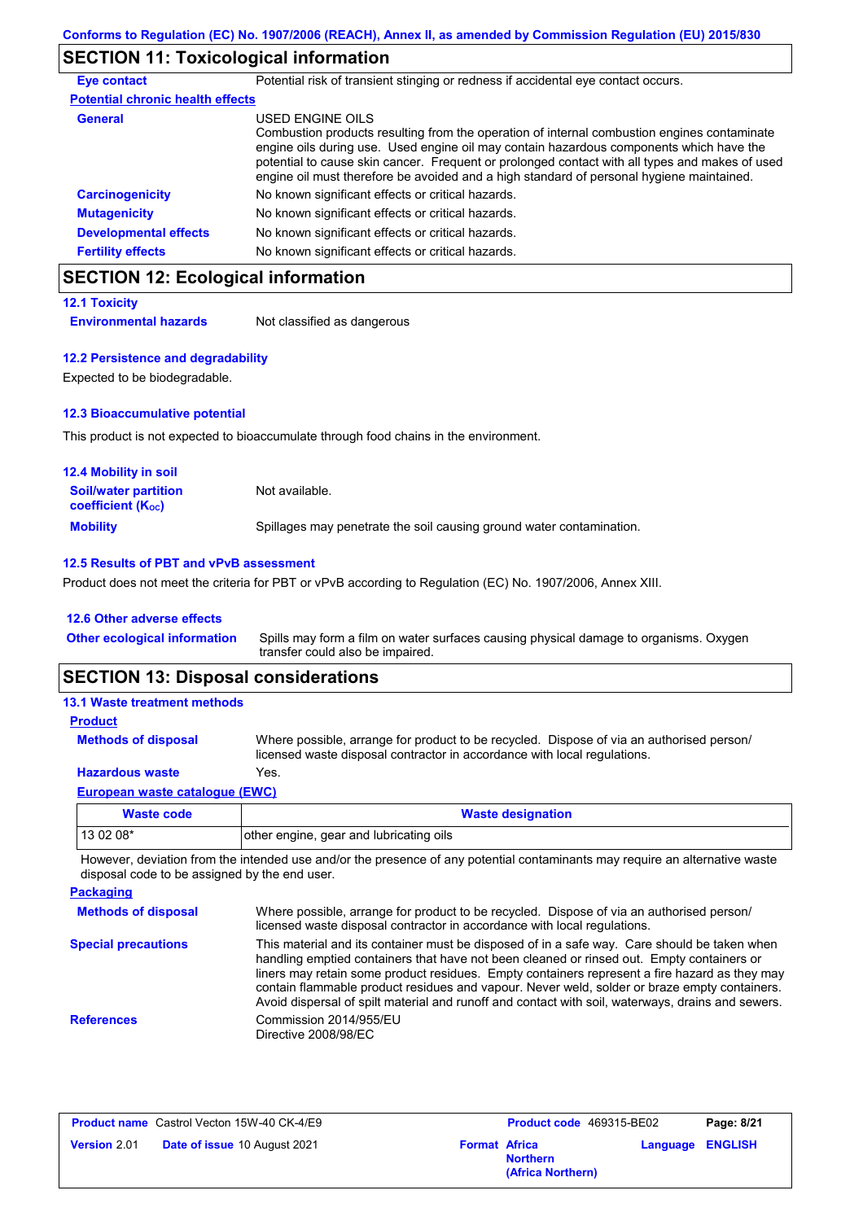## SECTION 11: Toxicological information

**Eye contact** Potential risk of transient stinging or redness if accidental eye contact occurs.

**Potential chronic health effects**

**General** USED ENGINE OILS
Combustion products resulting from the operation of internal combustion engines contaminate engine oils during use. Used engine oil may contain hazardous components which have the potential to cause skin cancer. Frequent or prolonged contact with all types and makes of used engine oil must therefore be avoided and a high standard of personal hygiene maintained.

**Carcinogenicity** No known significant effects or critical hazards.

**Mutagenicity** No known significant effects or critical hazards.

**Developmental effects** No known significant effects or critical hazards.

**Fertility effects** No known significant effects or critical hazards.

## SECTION 12: Ecological information

### 12.1 Toxicity

**Environmental hazards** Not classified as dangerous

### 12.2 Persistence and degradability

Expected to be biodegradable.

### 12.3 Bioaccumulative potential

This product is not expected to bioaccumulate through food chains in the environment.

### 12.4 Mobility in soil

**Soil/water partition coefficient ($K_{OC}$)** Not available.

**Mobility** Spillages may penetrate the soil causing ground water contamination.

### 12.5 Results of PBT and vPvB assessment

Product does not meet the criteria for PBT or vPvB according to Regulation (EC) No. 1907/2006, Annex XIII.

### 12.6 Other adverse effects

**Other ecological information** Spills may form a film on water surfaces causing physical damage to organisms. Oxygen transfer could also be impaired.

## SECTION 13: Disposal considerations

### 13.1 Waste treatment methods

**Product**

**Methods of disposal** Where possible, arrange for product to be recycled. Dispose of via an authorised person/ licensed waste disposal contractor in accordance with local regulations.

**Hazardous waste** Yes.

**European waste catalogue (EWC)**

| Waste code | Waste designation |
|---|---|
| 13 02 08* | other engine, gear and lubricating oils |

However, deviation from the intended use and/or the presence of any potential contaminants may require an alternative waste disposal code to be assigned by the end user.

**Packaging**

**Methods of disposal** Where possible, arrange for product to be recycled. Dispose of via an authorised person/ licensed waste disposal contractor in accordance with local regulations.

**Special precautions** This material and its container must be disposed of in a safe way. Care should be taken when handling emptied containers that have not been cleaned or rinsed out. Empty containers or liners may retain some product residues. Empty containers represent a fire hazard as they may contain flammable product residues and vapour. Never weld, solder or braze empty containers. Avoid dispersal of spilt material and runoff and contact with soil, waterways, drains and sewers.

**References** Commission 2014/955/EU
Directive 2008/98/EC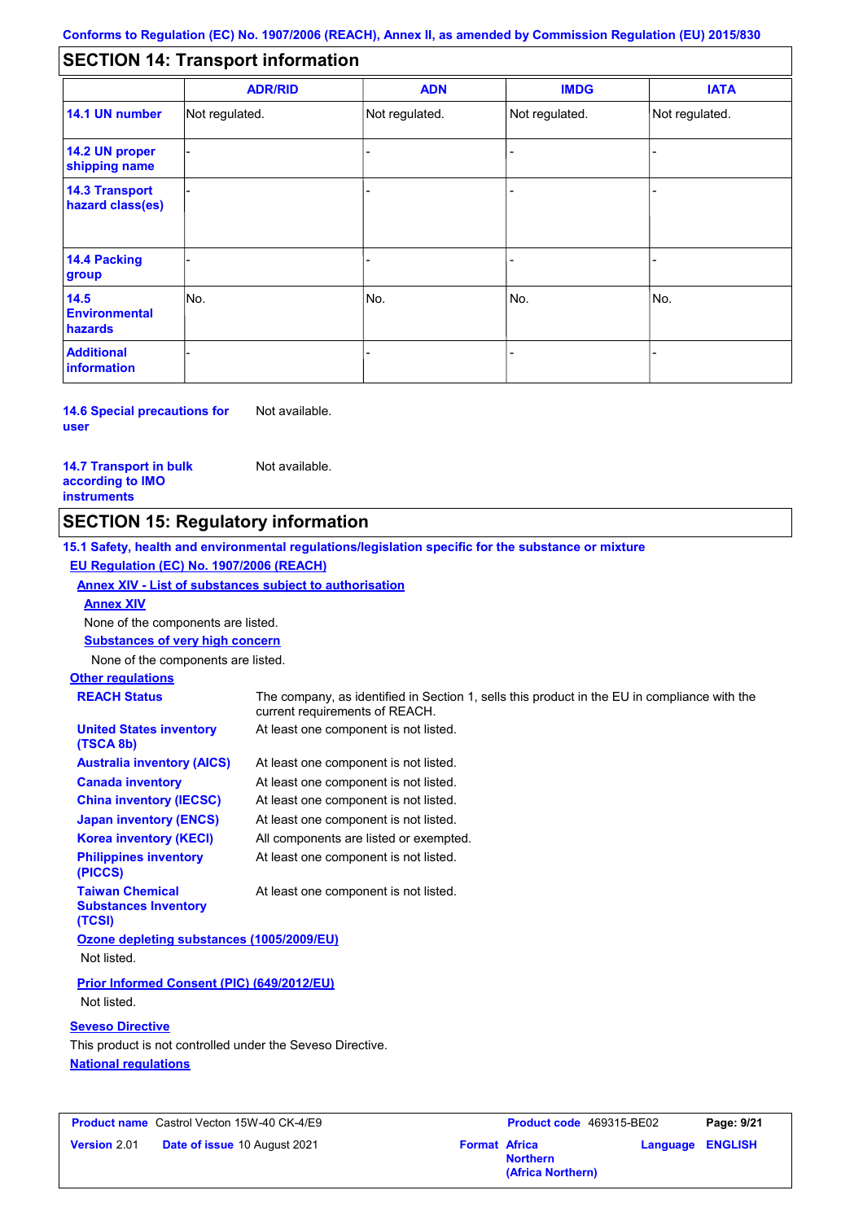Conforms to Regulation (EC) No. 1907/2006 (REACH), Annex II, as amended by Commission Regulation (EU) 2015/830

## SECTION 14: Transport information

| | ADR/RID | ADN | IMDG | IATA |
|---|---|---|---|---|
| **14.1 UN number** | Not regulated. | Not regulated. | Not regulated. | Not regulated. |
| **14.2 UN proper shipping name** | - | - | - | - |
| **14.3 Transport hazard class(es)** | - | - | - | - |
| **14.4 Packing group** | - | - | - | - |
| **14.5 Environmental hazards** | No. | No. | No. | No. |
| **Additional information** | - | - | - | - |

**14.6 Special precautions for user** Not available.

**14.7 Transport in bulk according to IMO instruments** Not available.

## SECTION 15: Regulatory information

**15.1 Safety, health and environmental regulations/legislation specific for the substance or mixture**

**EU Regulation (EC) No. 1907/2006 (REACH)**

**Annex XIV - List of substances subject to authorisation**

**Annex XIV**

None of the components are listed.

**Substances of very high concern**

None of the components are listed.

**Other regulations**

**REACH Status** The company, as identified in Section 1, sells this product in the EU in compliance with the current requirements of REACH.

**United States inventory (TSCA 8b)** At least one component is not listed.

**Australia inventory (AICS)** At least one component is not listed.

**Canada inventory** At least one component is not listed.

**China inventory (IECSC)** At least one component is not listed.

**Japan inventory (ENCS)** At least one component is not listed.

**Korea inventory (KECI)** All components are listed or exempted.

**Philippines inventory (PICCS)** At least one component is not listed.

**Taiwan Chemical Substances Inventory (TCSI)** At least one component is not listed.

**Ozone depleting substances (1005/2009/EU)**

Not listed.

**Prior Informed Consent (PIC) (649/2012/EU)**

Not listed.

**Seveso Directive**

This product is not controlled under the Seveso Directive.

**National regulations**

| **Product name** Castrol Vecton 15W-40 CK-4/E9 | **Product code** 469315-BE02 | |
|---|---|---|
| **Version** 2.01 **Date of issue** 10 August 2021 | **Format** Africa Northern (Africa Northern) | **Language** ENGLISH |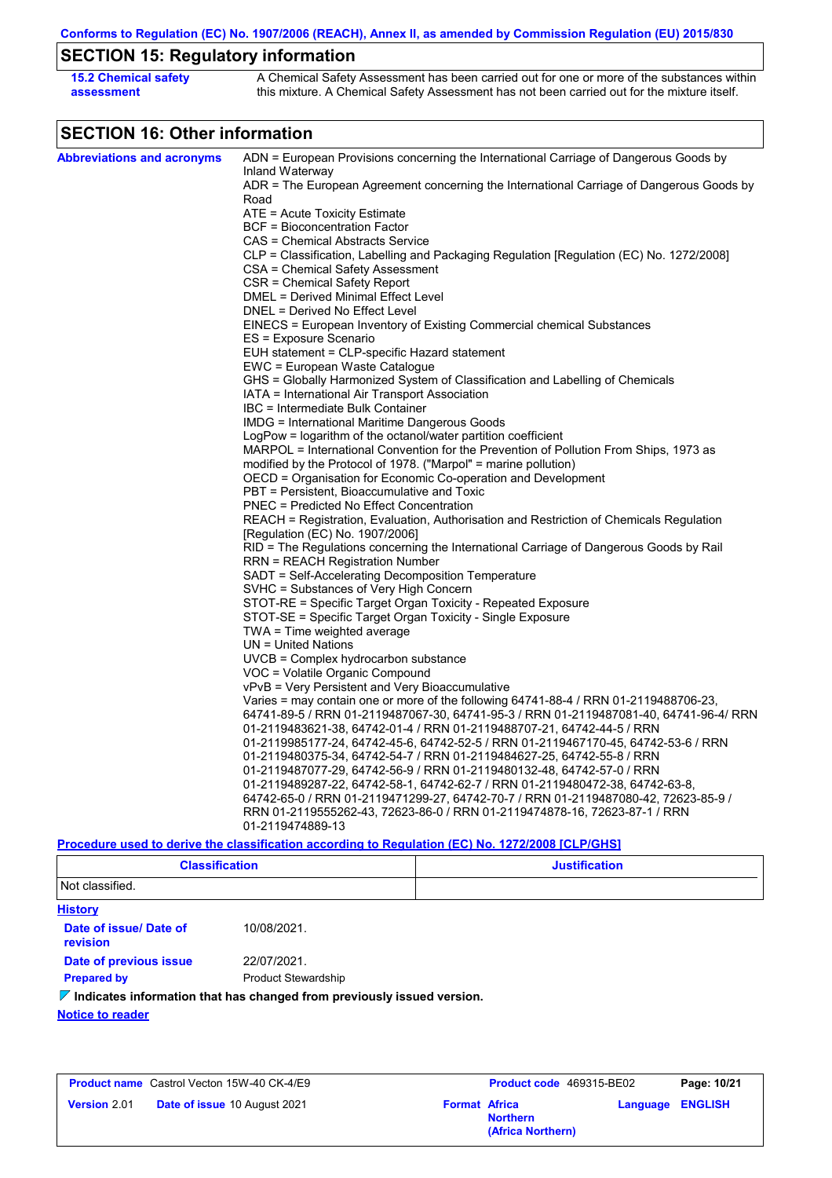## SECTION 15: Regulatory information

**15.2 Chemical safety assessment**

A Chemical Safety Assessment has been carried out for one or more of the substances within this mixture. A Chemical Safety Assessment has not been carried out for the mixture itself.

## SECTION 16: Other information

**Abbreviations and acronyms**

ADN = European Provisions concerning the International Carriage of Dangerous Goods by Inland Waterway
ADR = The European Agreement concerning the International Carriage of Dangerous Goods by Road
ATE = Acute Toxicity Estimate
BCF = Bioconcentration Factor
CAS = Chemical Abstracts Service
CLP = Classification, Labelling and Packaging Regulation [Regulation (EC) No. 1272/2008]
CSA = Chemical Safety Assessment
CSR = Chemical Safety Report
DMEL = Derived Minimal Effect Level
DNEL = Derived No Effect Level
EINECS = European Inventory of Existing Commercial chemical Substances
ES = Exposure Scenario
EUH statement = CLP-specific Hazard statement
EWC = European Waste Catalogue
GHS = Globally Harmonized System of Classification and Labelling of Chemicals
IATA = International Air Transport Association
IBC = Intermediate Bulk Container
IMDG = International Maritime Dangerous Goods
LogPow = logarithm of the octanol/water partition coefficient
MARPOL = International Convention for the Prevention of Pollution From Ships, 1973 as modified by the Protocol of 1978. ("Marpol" = marine pollution)
OECD = Organisation for Economic Co-operation and Development
PBT = Persistent, Bioaccumulative and Toxic
PNEC = Predicted No Effect Concentration
REACH = Registration, Evaluation, Authorisation and Restriction of Chemicals Regulation [Regulation (EC) No. 1907/2006]
RID = The Regulations concerning the International Carriage of Dangerous Goods by Rail
RRN = REACH Registration Number
SADT = Self-Accelerating Decomposition Temperature
SVHC = Substances of Very High Concern
STOT-RE = Specific Target Organ Toxicity - Repeated Exposure
STOT-SE = Specific Target Organ Toxicity - Single Exposure
TWA = Time weighted average
UN = United Nations
UVCB = Complex hydrocarbon substance
VOC = Volatile Organic Compound
vPvB = Very Persistent and Very Bioaccumulative
Varies = may contain one or more of the following 64741-88-4 / RRN 01-2119488706-23, 64741-89-5 / RRN 01-2119487067-30, 64741-95-3 / RRN 01-2119487081-40, 64741-96-4/ RRN 01-2119483621-38, 64742-01-4 / RRN 01-2119488707-21, 64742-44-5 / RRN 01-2119985177-24, 64742-45-6, 64742-52-5 / RRN 01-2119467170-45, 64742-53-6 / RRN 01-2119480375-34, 64742-54-7 / RRN 01-2119484627-25, 64742-55-8 / RRN 01-2119487077-29, 64742-56-9 / RRN 01-2119480132-48, 64742-57-0 / RRN 01-2119489287-22, 64742-58-1, 64742-62-7 / RRN 01-2119480472-38, 64742-63-8, 64742-65-0 / RRN 01-2119471299-27, 64742-70-7 / RRN 01-2119487080-42, 72623-85-9 / RRN 01-2119555262-43, 72623-86-0 / RRN 01-2119474878-16, 72623-87-1 / RRN 01-2119474889-13

**Procedure used to derive the classification according to Regulation (EC) No. 1272/2008 [CLP/GHS]**

| Classification | Justification |
|---|---|
| Not classified. | |

**History**

**Date of issue/ Date of revision** 10/08/2021.

**Date of previous issue** 22/07/2021.

**Prepared by** Product Stewardship

**Indicates information that has changed from previously issued version.**

**Notice to reader**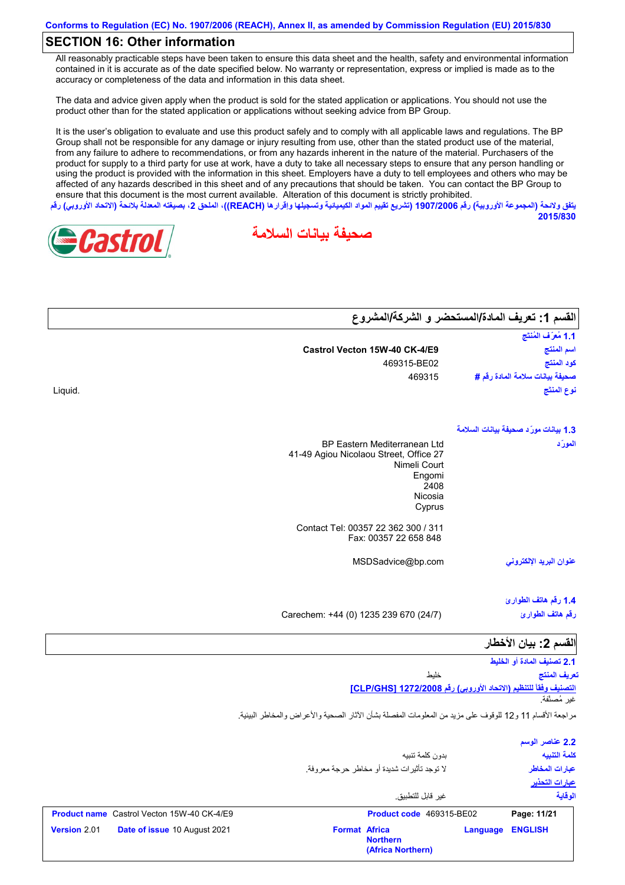Conforms to Regulation (EC) No. 1907/2006 (REACH), Annex II, as amended by Commission Regulation (EU) 2015/830

## SECTION 16: Other information

All reasonably practicable steps have been taken to ensure this data sheet and the health, safety and environmental information contained in it is accurate as of the date specified below. No warranty or representation, express or implied is made as to the accuracy or completeness of the data and information in this data sheet.

The data and advice given apply when the product is sold for the stated application or applications. You should not use the product other than for the stated application or applications without seeking advice from BP Group.

It is the user's obligation to evaluate and use this product safely and to comply with all applicable laws and regulations. The BP Group shall not be responsible for any damage or injury resulting from use, other than the stated product use of the material, from any failure to adhere to recommendations, or from any hazards inherent in the nature of the material. Purchasers of the product for supply to a third party for use at work, have a duty to take all necessary steps to ensure that any person handling or using the product is provided with the information in this sheet. Employers have a duty to tell employees and others who may be affected of any hazards described in this sheet and of any precautions that should be taken. You can contact the BP Group to ensure that this document is the most current available. Alteration of this document is strictly prohibited.

يتفق ولائحة (المجموعة الأوروبية) رقم 1907/2006 (تشريع تقييم المواد الكيميائية وتسجيلها وإقرارها (REACH))، الملحق 2، بصيغته المعدلة بلائحة (الاتحاد الأوروبي) رقم 2015/830

Castrol

# صحيفة بيانات السلامة

## القسم 1: تعريف المادة/المستحضر و الشركة/المشروع

### 1.1 مُعرِّف المُنتَج

| | |
|---|---|
| اسم المنتج | Castrol Vecton 15W-40 CK-4/E9 |
| كود المنتج | 469315-BE02 |
| صحيفة بيانات سلامة المادة رقم # | 469315 |
| نوع المنتج | Liquid. |

### 1.3 بيانات مورّد صحيفة بيانات السلامة

المورّد

BP Eastern Mediterranean Ltd
41-49 Agiou Nicolaou Street, Office 27
Nimeli Court
Engomi
2408
Nicosia
Cyprus

Contact Tel: 00357 22 362 300 / 311
Fax: 00357 22 658 848

عنوان البريد الإلكتروني: MSDSadvice@bp.com

### 1.4 رقم هاتف الطوارئ

رقم هاتف الطوارئ: Carechem: +44 (0) 1235 239 670 (24/7)

## القسم 2: بيان الأخطار

### 2.1 تصنيف المادة أو الخليط

تعريف المنتج: خليط

التصنيف وفقاً للتنظيم (الاتحاد الأوروبي) رقم 1272/2008 [CLP/GHS]

غير مُصنَّفة.

مراجعة الأقسام 11 و12 للوقوف على مزيد من المعلومات المفصلة بشأن الآثار الصحية والأعراض والمخاطر البيئية.

### 2.2 عناصر الوسم

| | |
|---|---|
| كلمة التنبيه | بدون كلمة تنبيه |
| عبارات المخاطر | لا توجد تأثيرات شديدة أو مخاطر حرجة معروفة. |
| عبارات التحذير | |
| الوقاية | غير قابل للتطبيق. |

| | | | |
|---|---|---|---|
| **Product name** Castrol Vecton 15W-40 CK-4/E9 | | **Product code** 469315-BE02 | |
| **Version** 2.01 | **Date of issue** 10 August 2021 | **Format** Africa Northern (Africa Northern) | **Language** ENGLISH |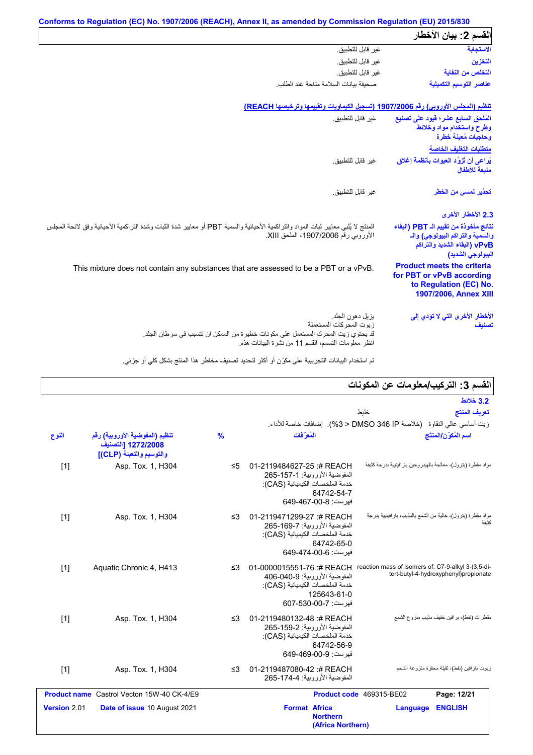Conforms to Regulation (EC) No. 1907/2006 (REACH), Annex II, as amended by Commission Regulation (EU) 2015/830

## القسم 2: بيان الأخطار

| | |
|---|---|
| **الاستجابة** | غير قابل للتطبيق. |
| **التخزين** | غير قابل للتطبيق. |
| **التخلص من النفاية** | غير قابل للتطبيق. |
| **عناصر التوسيم التكميلية** | صحيفة بيانات السلامة متاحة عند الطلب. |

**تنظيم (المجلس الأوروبي) رقم 1907/2006 (تسجيل الكيماويات وتقييمها وترخيصها REACH)**

| | |
|---|---|
| **المُلحق السابع عشر؛ قيود على تصنيع وطرح واستخدام مواد وخلائط وحاجيات مُعينة خطرة** | غير قابل للتطبيق. |

**متطلبات التغليف الخاصة**

| | |
|---|---|
| **يُراعى أن تُزوّد العبوات بأنظمة إغلاق منيعة للأطفال** | غير قابل للتطبيق. |
| **تحذير لمسي من الخطر** | غير قابل للتطبيق. |

### 2.3 الأخطار الأخرى

| | |
|---|---|
| **نتائج مأخوذة من تقييم الـ PBT (البقاء والسمية والتراكم البيولوجي) والـ vPvB (البقاء الشديد والتراكم البيولوجي الشديد)** | المنتج لا يُلبي معايير ثبات المواد والتراكمية الأحيائية والسمية PBT أو معايير شدة الثبات وشدة التراكمية الأحيائية وفق لائحة المجلس الأوروبي رقم 1907/2006، الملحق XIII. |
| **Product meets the criteria for PBT or vPvB according to Regulation (EC) No. 1907/2006, Annex XIII** | This mixture does not contain any substances that are assessed to be a PBT or a vPvB. |
| **الأخطار الأخرى التي لا تؤدي إلى تصنيف** | يزيل دهون الجلد.<br>زيوت المحركات المستعملة<br>قد يحتوي زيت المحرك المستعمل على مكونات خطيرة من الممكن ان تتسبب في سرطان الجلد.<br>انظر معلومات التسمم، القسم 11 من نشرة البيانات هذه. |

تم استخدام البيانات التجريبية على مكوّن أو أكثر لتحديد تصنيف مخاطر هذا المنتج بشكل كلي أو جزئي.

## القسم 3: التركيب/معلومات عن المكونات

### 3.2 خلائط

**تعريف المنتج** خليط

زيت أساسي عالي النقاوة (خلاصة DMSO 346 IP < 3%). إضافات خاصة للأداء.

| اسم المُكوّن/المنتج | المُعرّفات | % | تنظيم (المفوضية الأوروبية) رقم 1272/2008 [التصنيف والتوسيم والتعبئة (CLP)] | النوع |
|---|---|---|---|---|
| مواد مقطرة (بترول)، معالجة بالهيدروجين بارافينية بدرجة كثيفة | REACH #: 01-2119484627-25<br>المفوضية الأوروبية: 265-157-1<br>خدمة الملخصات الكيميائية (CAS): 64742-54-7<br>فهرست: 649-467-00-8 | ≤5 | Asp. Tox. 1, H304 | [1] |
| مواد مقطرة (بترول)، خالية من الشمع بالمذيب، بارافينية بدرجة كثيفة | REACH #: 01-2119471299-27<br>المفوضية الأوروبية: 265-169-7<br>خدمة الملخصات الكيميائية (CAS): 64742-65-0<br>فهرست: 649-474-00-6 | ≤3 | Asp. Tox. 1, H304 | [1] |
| reaction mass of isomers of: C7-9-alkyl 3-(3,5-di-tert-butyl-4-hydroxyphenyl)propionate | REACH #: 01-0000015551-76<br>المفوضية الأوروبية: 406-040-9<br>خدمة الملخصات الكيميائية (CAS): 125643-61-0<br>فهرست: 607-530-00-7 | ≤3 | Aquatic Chronic 4, H413 | [1] |
| مقطرات (نفط)، برافين خفيف مذيب منزوع الشمع | REACH #: 01-2119480132-48<br>المفوضية الأوروبية: 265-159-2<br>خدمة الملخصات الكيميائية (CAS): 64742-56-9<br>فهرست: 649-469-00-9 | ≤3 | Asp. Tox. 1, H304 | [1] |
| زيوت بارافين (نفط)، ثقيلة محفزة منزوعة الشحم | REACH #: 01-2119487080-42<br>المفوضية الأوروبية: 265-174-4 | ≤3 | Asp. Tox. 1, H304 | [1] |

| | | | |
|---|---|---|---|
| **Product name** Castrol Vecton 15W-40 CK-4/E9 | | **Product code** 469315-BE02 | |
| **Version** 2.01 | **Date of issue** 10 August 2021 | **Format** Africa Northern (Africa Northern) | **Language** ENGLISH |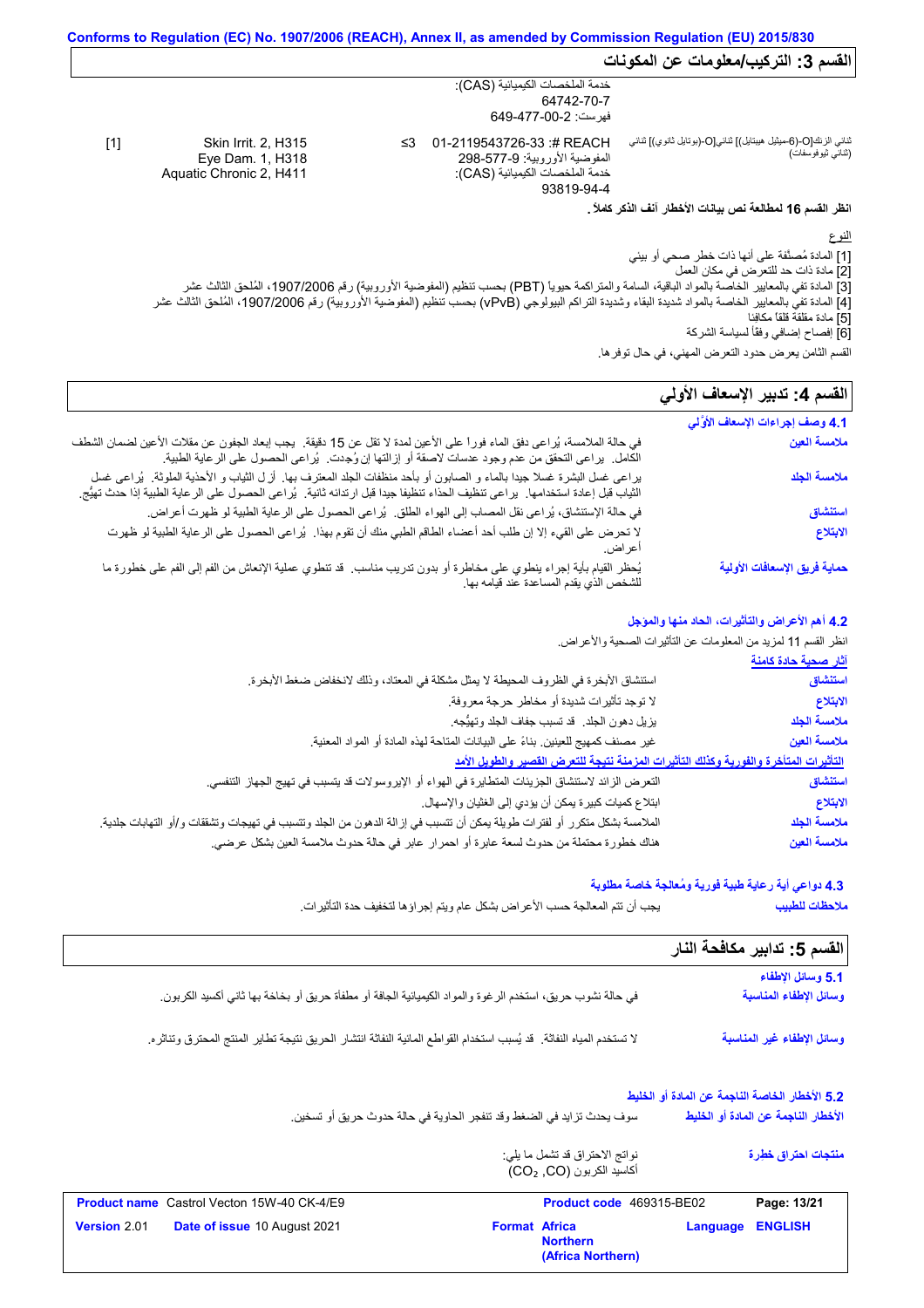## القسم 3: التركيب/معلومات عن المكونات

| | | | |
|---|---|---|---|
| | خدمة الملخصات الكيميائية (CAS): 64742-70-7 فهرست: 2-00-477-649 | | |
| ثنائي الزنك[O-(6-ميثيل هيبتايل)] ثنائي[O-(بوتايل ثانوي)] ثنائي (ثنائي ثيوفوسفات) | REACH #: 01-2119543726-33 المفوضية الأوروبية: 9-577-298 خدمة الملخصات الكيميائية (CAS): 93819-94-4 | ≤3 | Skin Irrit. 2, H315 Eye Dam. 1, H318 Aquatic Chronic 2, H411 | [1] |

**انظر القسم 16 لمطالعة نص بيانات الأخطار آنف الذكر كاملاً.**

النوع

[1] المادة مُصنَّفة على أنها ذات خطر صحي أو بيئي

[2] مادة ذات حد للتعرض في مكان العمل

[3] المادة تفي بالمعايير الخاصة بالمواد الباقية، السامة والمتراكمة حيوياً (PBT) بحسب تنظيم (المفوضية الأوروبية) رقم 1907/2006، المُلحق الثالث عشر

[4] المادة تفي بالمعايير الخاصة بالمواد شديدة البقاء وشديدة التراكم البيولوجي (vPvB) بحسب تنظيم (المفوضية الأوروبية) رقم 1907/2006، المُلحق الثالث عشر

[5] مادة مقلقة قلقاً مكافئاً

[6] إفصاح إضافي وفقاً لسياسة الشركة

القسم الثامن يعرض حدود التعرض المهني، في حال توفرها.

## القسم 4: تدابير الإسعاف الأولي

### 4.1 وصف إجراءات الإسعاف الأوَّلي

**ملامسة العين**: في حالة الملامسة، يُراعى دفق الماء فوراً على الأعين لمدة لا تقل عن 15 دقيقة. يجب إبعاد الجفون عن مقلات الأعين لضمان الشطف الكامل. يراعى التحقق من عدم وجود عدسات لاصقة أو إزالتها إن وُجِدت. يُراعى الحصول على الرعاية الطبية.

**ملامسة الجلد**: يراعى غسل البشرة غسلا جيدا بالماء و الصابون أو بأحد منظفات الجلد المعترف بها. أز ل الثياب و الأحذية الملوثة. يُراعى غسل الثياب قبل إعادة استخدامها. يراعى تنظيف الحذاء تنظيفا جيدا قبل ارتدائه ثانية. يُراعى الحصول على الرعاية الطبية إذا حدث تهيُّج.

**استنشاق**: في حالة الإستنشاق، يُراعى نقل المصاب إلى الهواء الطلق. يُراعى الحصول على الرعاية الطبية لو ظهرت أعراض.

**الابتلاع**: لا تحرض على القيء إلا إن طلب أحد أعضاء الطاقم الطبي منك أن تقوم بهذا. يُراعى الحصول على الرعاية الطبية لو ظهرت أعراض.

**حماية فريق الإسعافات الأولية**: يُحظر القيام بأية إجراء ينطوي على مخاطرة أو بدون تدريب مناسب. قد تنطوي عملية الإنعاش من الفم إلى الفم على خطورة ما للشخص الذي يقدم المساعدة عند قيامه بها.

### 4.2 أهم الأعراض والتأثيرات، الحاد منها والمؤجل

انظر القسم 11 لمزيد من المعلومات عن التأثيرات الصحية والأعراض.

**آثار صحية حادة كامنة**

**استنشاق**: استنشاق الأبخرة في الظروف المحيطة لا يمثل مشكلة في المعتاد، وذلك لانخفاض ضغط الأبخرة.

**الابتلاع**: لا توجد تأثيرات شديدة أو مخاطر حرجة معروفة.

**ملامسة الجلد**: يزيل دهون الجلد. قد تسبب جفاف الجلد وتهيُّجه.

**ملامسة العين**: غير مصنف كمهيج للعينين. بناءً على البيانات المتاحة لهذه المادة أو المواد المعنية.

**التأثيرات المتأخرة والفورية وكذلك التأثيرات المزمنة نتيجة للتعرض القصير والطويل الأمد**

**استنشاق**: التعرض الزائد لاستنشاق الجزيئات المتطايرة في الهواء أو الإيروسولات قد يتسبب في تهيج الجهاز التنفسي.

**الابتلاع**: ابتلاع كميات كبيرة يمكن أن يؤدي إلى الغثيان والإسهال.

**ملامسة الجلد**: الملامسة بشكل متكرر أو لفترات طويلة يمكن أن تتسبب في إزالة الدهون من الجلد وتتسبب في تهيجات وتشققات و/أو التهابات جلدية.

**ملامسة العين**: هناك خطورة محتملة من حدوث لسعة عابرة أو احمرار عابر في حالة حدوث ملامسة العين بشكل عرضي.

### 4.3 دواعي أية رعاية طبية فورية ومُعالجة خاصة مطلوبة

**ملاحظات للطبيب**: يجب أن تتم المعالجة حسب الأعراض بشكل عام ويتم إجراؤها لتخفيف حدة التأثيرات.

## القسم 5: تدابير مكافحة النار

### 5.1 وسائل الإطفاء

**وسائل الإطفاء المناسبة**: في حالة نشوب حريق، استخدم الرغوة والمواد الكيميائية الجافة أو مطفأة حريق أو بخاخة بها ثاني أكسيد الكربون.

**وسائل الإطفاء غير المناسبة**: لا تستخدم المياه النفاثة. قد يُسبب استخدام القواطع المائية النفاثة انتشار الحريق نتيجة تطاير المنتج المحترق وتناثره.

### 5.2 الأخطار الخاصة الناجمة عن المادة أو الخليط

**الأخطار الناجمة عن المادة أو الخليط**: سوف يحدث تزايد في الضغط وقد تنفجر الحاوية في حالة حدوث حريق أو تسخين.

**منتجات احتراق خطِرة**: نواتج الاحتراق قد تشمل ما يلي: أكاسيد الكربون ($CO_2$, CO)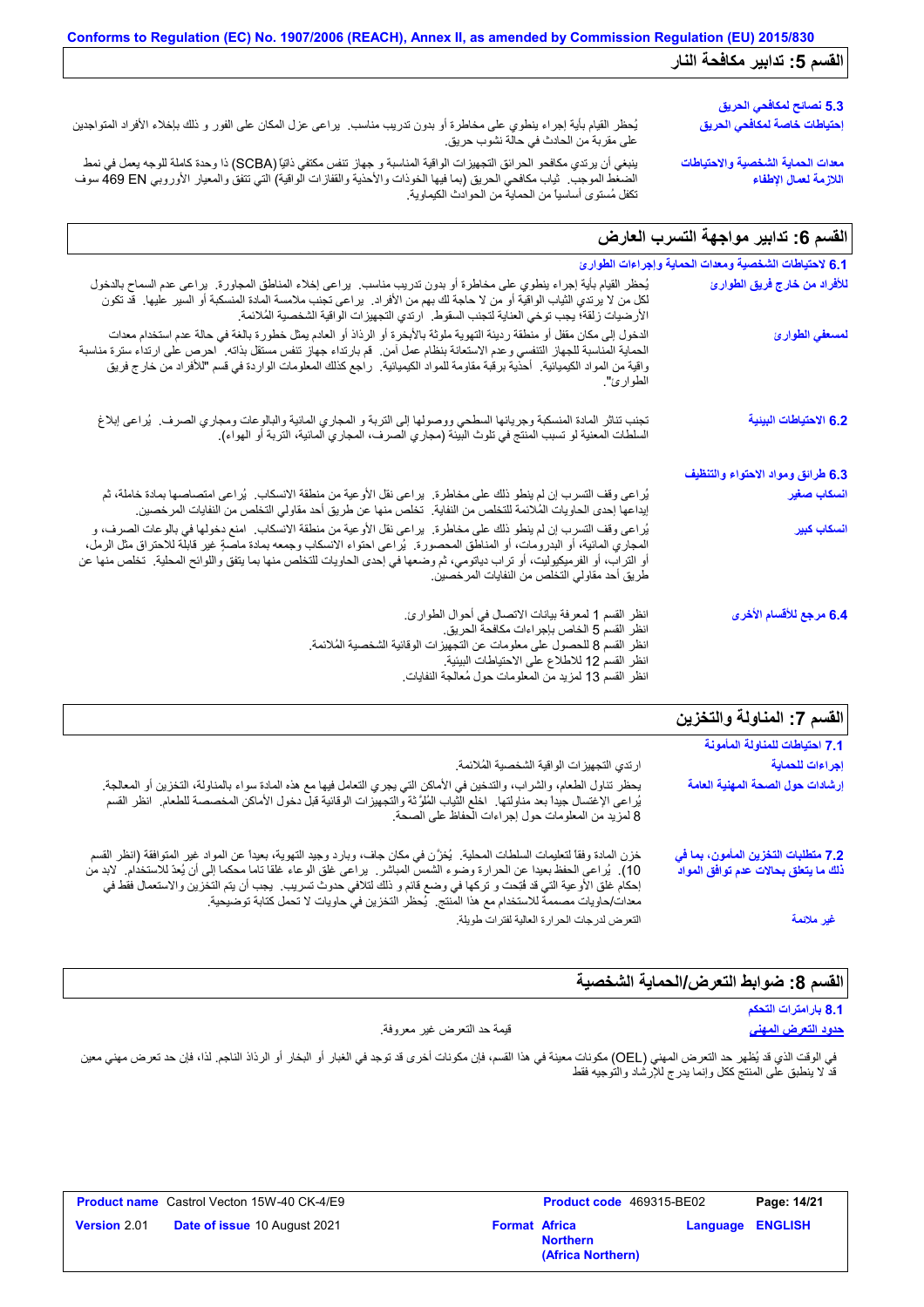## القسم 5: تدابير مكافحة النار

**5.3 نصائح لمكافحي الحريق**

**إحتياطات خاصة لمكافحي الحريق**

يُحظر القيام بأية إجراء ينطوي على مخاطرة أو بدون تدريب مناسب. يراعى عزل المكان على الفور و ذلك بإخلاء الأفراد المتواجدين على مقربة من الحادث في حالة نشوب حريق.

**معدات الحماية الشخصية والاحتياطات اللازمة لعمال الإطفاء**

ينبغي أن يرتدي مكافحو الحرائق التجهيزات الواقية المناسبة و جهاز تنفس مكتفي ذاتيًا (SCBA) ذا وحدة كاملة للوجه يعمل في نمط الضغط الموجب. ثياب مكافحي الحريق (بما فيها الخوذات والأحذية والقفازات الواقية) التي تتفق والمعيار الأوروبي EN 469 سوف تكفل مُستوى أساسياً من الحماية من الحوادث الكيماوية.

## القسم 6: تدابير مواجهة التسرب العارض

**6.1 لاحتياطات الشخصية ومعدات الحماية وإجراءات الطوارئ**

**للأفراد من خارج فريق الطوارئ**

يُحظر القيام بأية إجراء ينطوي على مخاطرة أو بدون تدريب مناسب. يراعى إخلاء المناطق المجاورة. يراعى عدم السماح بالدخول لكل من لا يرتدي الثياب الواقية أو من لا حاجة لك بهم من الأفراد. يراعى تجنب ملامسة المادة المنسكبة أو السير عليها. قد تكون الأرضيات زلقة؛ يجب توخي العناية لتجنب السقوط. ارتدي التجهيزات الواقية الشخصية المُلائمة.

**لمسعفي الطوارئ**

الدخول إلى مكان مقفل أو منطقة رديئة التهوية ملوثة بالأبخرة أو الرذاذ أو العادم يمثل خطورة بالغة في حالة عدم استخدام معدات الحماية المناسبة للجهاز التنفسي وعدم الاستعانة بنظام عمل آمن. قم بارتداء جهاز تنفس مستقل بذاته. احرص على ارتداء سترة مناسبة واقية من المواد الكيميائية. أحذية برقبة مقاومة للمواد الكيميائية. راجع كذلك المعلومات الواردة في قسم "للأفراد من خارج فريق الطوارئ".

**6.2 الاحتياطات البيئية**

تجنب تناثر المادة المنسكبة وجريانها السطحي ووصولها إلى التربة و المجاري المائية والبالوعات ومجاري الصرف. يُراعى إبلاغ السلطات المعنية لو تسبب المنتج في تلوث البيئة (مجاري الصرف، المجاري المائية، التربة أو الهواء).

**6.3 طرائق ومواد الاحتواء والتنظيف**

**انسكاب صغير**

يُراعى وقف التسرب إن لم ينطو ذلك على مخاطرة. يراعى نقل الأوعية من منطقة الانسكاب. يُراعى امتصاصها بمادة خاملة، ثم إيداعها إحدى الحاويات المُلائمة للتخلص من النفاية. تخلص منها عن طريق أحد مقاولي التخلص من النفايات المرخصين.

**انسكاب كبير**

يُراعى وقف التسرب إن لم ينطو ذلك على مخاطرة. يراعى نقل الأوعية من منطقة الانسكاب. امنع دخولها في بالوعات الصرف، و المجاري المائية، أو البدرومات، أو المناطق المحصورة. يُراعى احتواء الانسكاب وجمعه بمادة ماصةٍ غير قابلة للاحتراق مثل الرمل، أو التراب، أو الفرميكوليت، أو تراب دياتومي، ثم وضعها في إحدى الحاويات للتخلص منها بما يتفق واللوائح المحلية. تخلص منها عن طريق أحد مقاولي التخلص من النفايات المرخصين.

**6.4 مرجع للأقسام الأخرى**

انظر القسم 1 لمعرفة بيانات الاتصال في أحوال الطوارئ.
انظر القسم 5 الخاص بإجراءات مكافحة الحريق.
انظر القسم 8 للحصول على معلومات عن التجهيزات الوقائية الشخصية المُلائمة.
انظر القسم 12 للاطلاع على الاحتياطات البيئية.
انظر القسم 13 لمزيد من المعلومات حول مُعالجة النفايات.

## القسم 7: المناولة والتخزين

**7.1 احتياطات للمناولة المأمونة**

**إجراءات للحماية**

ارتدي التجهيزات الواقية الشخصية المُلائمة.

**إرشادات حول الصحة المهنية العامة**

يحظر تناول الطعام، والشراب، والتدخين في الأماكن التي يجري التعامل فيها مع هذه المادة سواء بالمناولة، التخزين أو المعالجة. يُراعى الإغتسال جيداً بعد مناولتها. اخلع الثّياب المُلوّثة والتجهيزات الوقائية قبل دخول الأماكن المخصصة للطعام. انظر القسم 8 لمزيد من المعلومات حول إجراءات الحفاظ على الصحة.

**7.2 متطلبات التخزين المأمون، بما في ذلك ما يتعلق بحالات عدم توافق المواد**

خزن المادة وفقاً لتعليمات السلطات المحلية. يُخزَّن في مكان جاف، وبارد وجيد التهوية، بعيداً عن المواد غير المتوافقة (انظر القسم 10). يُراعى الحفظ بعيدا عن الحرارة وضوء الشمس المباشر. يراعى غلق الوعاء غلقا تاما محكما إلى أن يُعدّ للاستخدام. لابد من إحكام غلق الأوعية التي قد فُتحت و تركها في وضع قائم و ذلك لتلافي حدوث تسريب. يجب أن يتم التخزين والاستعمال فقط في معدات/حاويات مصممة للاستخدام مع هذا المنتج. يُحظر التخزين في حاويات لا تحمل كتابة توضيحية.

**غير ملائمة**

التعرض لدرجات الحرارة العالية لفترات طويلة.

## القسم 8: ضوابط التعرض/الحماية الشخصية

**8.1 بارامترات التحكم**

**حدود التعرض المهني**

قيمة حد التعرض غير معروفة.

في الوقت الذي قد يُظهر حد التعرض المهني (OEL) مكونات معينة في هذا القسم، فإن مكونات أخرى قد توجد في الغبار أو البخار أو الرذاذ الناجم. لذا، فإن حد تعرض مهني معين قد لا ينطبق على المنتج ككل وإنما يدرج للإرشاد والتوجيه فقط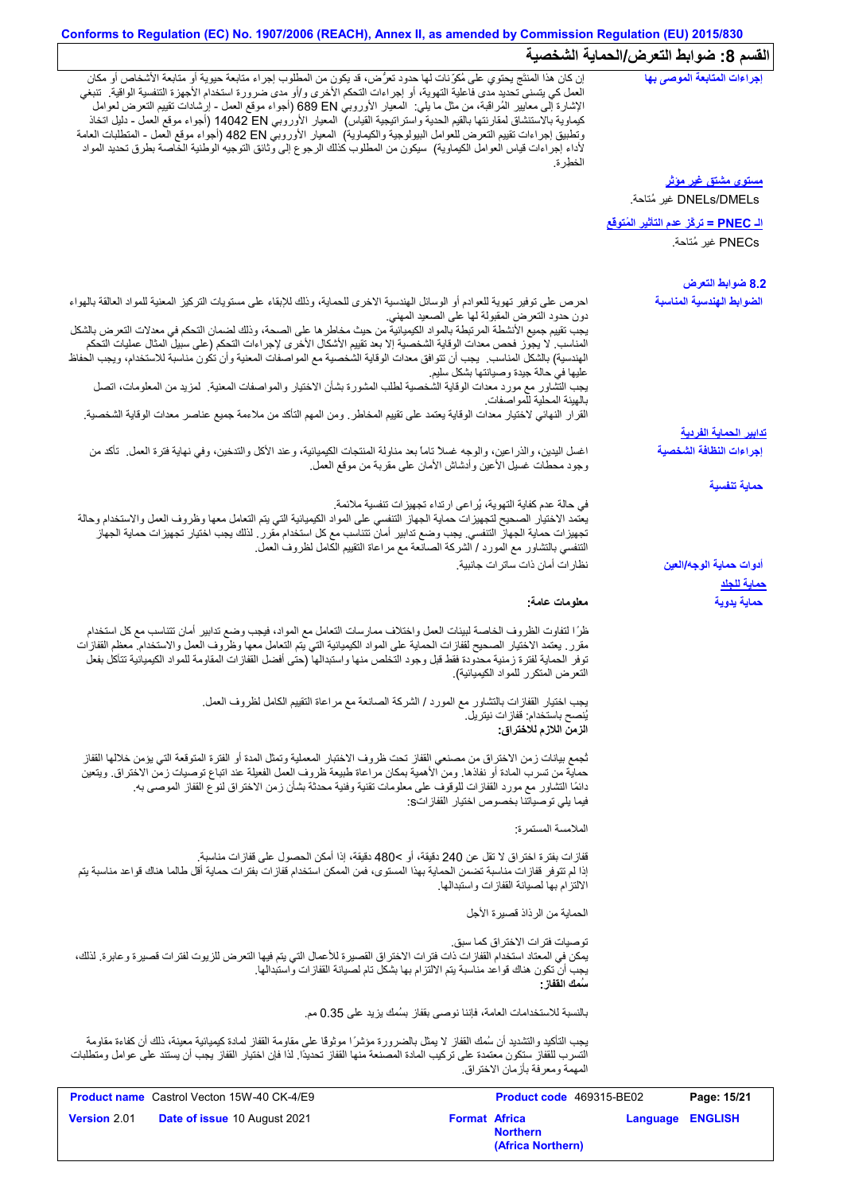Conforms to Regulation (EC) No. 1907/2006 (REACH), Annex II, as amended by Commission Regulation (EU) 2015/830

## القسم 8: ضوابط التعرض/الحماية الشخصية

**إجراءات المتابعة الموصى بها**

إن كان هذا المنتج يحتوي على مُكوّنات لها حدود تعرُض، قد يكون من المطلوب إجراء متابعة حيوية أو متابعة الأشخاص أو مكان العمل كي يتسنى تحديد مدى فاعلية التهوية، أو إجراءات التحكم الأخرى و/أو مدى ضرورة استخدام الأجهزة التنفسية الواقية. تنبغي الإشارة إلى معايير المُراقبة، من مثل ما يلي: المعيار الأوروبي EN 689 (أجواء موقع العمل - إرشادات تقييم التعرض لعوامل كيماوية بالاستنشاق لمقارنتها بالقيم الحدية واستراتيجية القياس) المعيار الأوروبي EN 14042 (أجواء موقع العمل - دليل اتخاذ وتطبيق إجراءات تقييم التعرض للعوامل البيولوجية والكيماوية) المعيار الأوروبي EN 482 (أجواء موقع العمل - المتطلبات العامة لأداء إجراءات قياس العوامل الكيماوية) سيكون من المطلوب كذلك الرجوع إلى وثائق التوجيه الوطنية الخاصة بطرق تحديد المواد الخطرة.

**مستوى مشتق غير مؤثر**

DNELs/DMELs غير مُتاحة.

**الـ PNEC = تركّز عدم التأثير المُتوقع**

PNECs غير مُتاحة.

### 8.2 ضوابط التعرض

**الضوابط الهندسية المناسبة**

احرص على توفير تهوية للعوادم أو الوسائل الهندسية الاخرى للحماية، وذلك للإبقاء على مستويات التركيز المعنية للمواد العالقة بالهواء دون حدود التعرض المقبولة لها على الصعيد المهني.
يجب تقييم جميع الأنشطة المرتبطة بالمواد الكيميائية من حيث مخاطرها على الصحة، وذلك لضمان التحكم في معدلات التعرض بالشكل المناسب. لا يجوز فحص معدات الوقاية الشخصية إلا بعد تقييم الأشكال الأخرى لإجراءات التحكم (على سبيل المثال عمليات التحكم الهندسية) بالشكل المناسب. يجب أن تتوافق معدات الوقاية الشخصية مع المواصفات المعنية وأن تكون مناسبة للاستخدام، ويجب الحفاظ عليها في حالة جيدة وصيانتها بشكل سليم.
يجب التشاور مع مورد معدات الوقاية الشخصية لطلب المشورة بشأن الاختيار والمواصفات المعنية. لمزيد من المعلومات، اتصل بالهيئة المحلية للمواصفات.
القرار النهائي لاختيار معدات الوقاية يعتمد على تقييم المخاطر. ومن المهم التأكد من ملاءمة جميع عناصر معدات الوقاية الشخصية.

**تدابير الحماية الفردية**

**إجراءات النظافة الشخصية**

اغسل اليدين، والذراعين، والوجه غسلاً تاماً بعد مناولة المنتجات الكيميائية، وعند الأكل والتدخين، وفي نهاية فترة العمل. تأكد من وجود محطات غسيل الأعين وأدشاش الأمان على مقربة من موقع العمل.

**حماية تنفسية**

في حالة عدم كفاية التهوية، يُراعى ارتداء تجهيزات تنفسية ملائمة.
يعتمد الاختيار الصحيح لتجهيزات حماية الجهاز التنفسي على المواد الكيميائية التي يتم التعامل معها وظروف العمل والاستخدام وحالة تجهيزات حماية الجهاز التنفسي. يجب وضع تدابير أمان تتناسب مع كل استخدام مقرر. لذلك يجب اختيار تجهيزات حماية الجهاز التنفسي بالتشاور مع المورد / الشركة الصانعة مع مراعاة التقييم الكامل لظروف العمل.

**أدوات حماية الوجه/العين**

نظارات أمان ذات ساترات جانبية.

**حماية للجلد**

**حماية يدوية**

**معلومات عامة:**

ظرًا لتفاوت الظروف الخاصة لبيئات العمل واختلاف ممارسات التعامل مع المواد، فيجب وضع تدابير أمان تتناسب مع كل استخدام مقرر. يعتمد الاختيار الصحيح لقفازات الحماية على المواد الكيميائية التي يتم التعامل معها وظروف العمل والاستخدام. معظم القفازات توفر الحماية لفترة زمنية محدودة فقط قبل وجود التخلص منها واستبدالها (حتى أفضل القفازات المقاومة للمواد الكيميائية تتآكل بفعل التعرض المتكرر للمواد الكيميائية).

يجب اختيار القفازات بالتشاور مع المورد / الشركة الصانعة مع مراعاة التقييم الكامل لظروف العمل.
يُنصح باستخدام: قفازات نيتريل.

**الزمن اللازم للاختراق:**

تُجمع بيانات زمن الاختراق من مصنعي القفاز تحت ظروف الاختبار المعملية وتمثل المدة أو الفترة المتوقعة التي يؤمن خلالها القفاز حماية من تسرب المادة أو نفاذها. ومن الأهمية بمكان مراعاة طبيعة ظروف العمل الفعلية عند اتباع توصيات زمن الاختراق. ويتعين دائمًا التشاور مع مورد القفازات للوقوف على معلومات تقنية وفنية محدثة بشأن زمن الاختراق لنوع القفاز الموصى به.
فيما يلي توصياتنا بخصوص اختيار القفازاتs:

الملامسة المستمرة:

قفازات بفترة اختراق لا تقل عن 240 دقيقة، أو >480 دقيقة، إذا أمكن الحصول على قفازات مناسبة.
إذا لم تتوفر قفازات مناسبة تضمن الحماية بهذا المستوى، فمن الممكن استخدام قفازات بفترات حماية أقل طالما هناك قواعد مناسبة يتم الالتزام بها لصيانة القفازات واستبدالها.

الحماية من الرذاذ قصيرة الأجل

توصيات فترات الاختراق كما سبق.
يمكن في المعتاد استخدام القفازات ذات فترات الاختراق القصيرة للأعمال التي يتم فيها التعرض للزيوت لفترات قصيرة وعابرة. لذلك، يجب أن تكون هناك قواعد مناسبة يتم الالتزام بها بشكل تام لصيانة القفازات واستبدالها.

**سُمك القفاز:**

بالنسبة للاستخدامات العامة، فإننا نوصي بقفاز بسُمك يزيد على 0.35 مم.

يجب التأكيد والتشديد أن سُمك القفاز لا يمثل بالضرورة مؤشرًا موثوقًا على مقاومة القفاز لمادة كيميائية معينة، ذلك أن كفاءة مقاومة التسرب للقفاز ستكون معتمدة على تركيب المادة المصنعة منها القفاز تحديدًا. لذا فإن اختيار القفاز يجب أن يستند على عوامل ومتطلبات المهمة ومعرفة بأزمان الاختراق.

| **Product name** Castrol Vecton 15W-40 CK-4/E9 | **Product code** 469315-BE02 | **Page:** 15/21 |
|---|---|---|
| **Version** 2.01 **Date of issue** 10 August 2021 | **Format** Africa Northern (Africa Northern) | **Language** ENGLISH |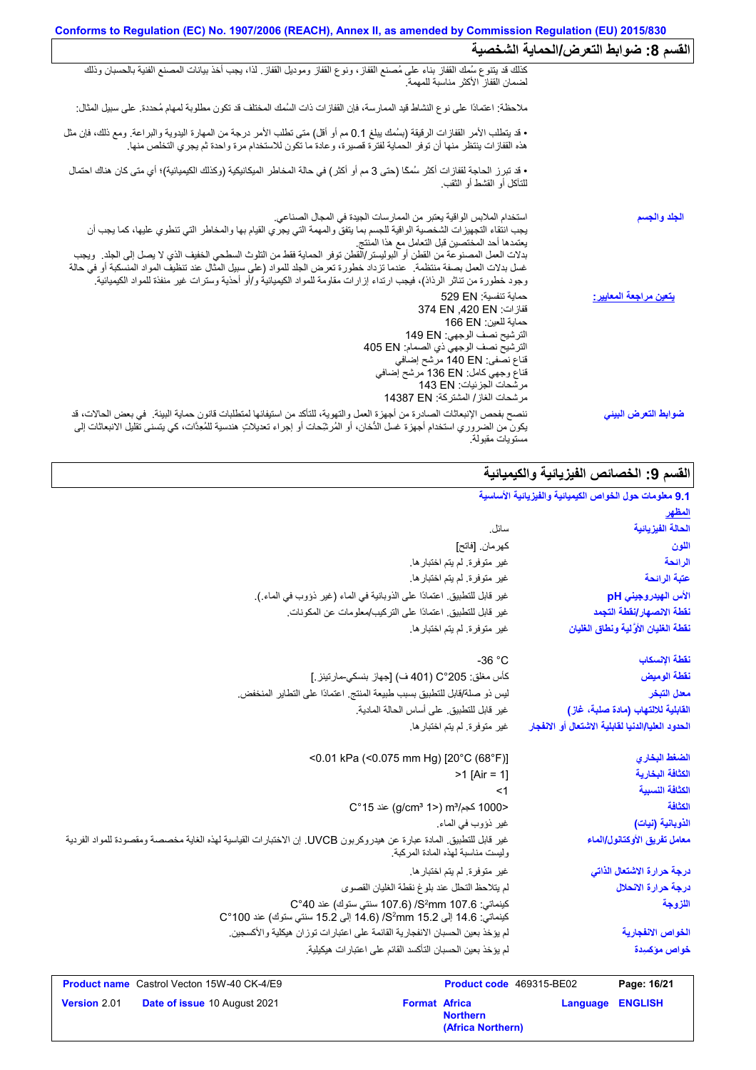## القسم 8: ضوابط التعرض/الحماية الشخصية

كذلك قد يتنوع سُمك القفاز بناء على مُصنع القفاز، ونوع القفاز وموديل القفاز. لذا، يجب أخذ بيانات المصنع الفنية بالحسبان وذلك لضمان القفاز الأكثر مناسبة للمهمة.

ملاحظة: اعتمادًا على نوع النشاط قيد الممارسة، فإن القفازات ذات السُمك المختلف قد تكون مطلوبة لمهام مُحددة. على سبيل المثال:

• قد يتطلب الأمر القفازات الرقيقة (بسُمك يبلغ 0.1 مم أو أقل) متى تطلب الأمر درجة من المهارة اليدوية والبراعة. ومع ذلك، فإن مثل هذه القفازات ينتظر منها أن توفر الحماية لفترة قصيرة، وعادة ما تكون للاستخدام مرة واحدة ثم يجري التخلص منها.

• قد تبرز الحاجة لقفازات أكثر سُمكًا (حتى 3 مم أو أكثر) في حالة المخاطر الميكانيكية (وكذلك الكيميائية)؛ أي متى كان هناك احتمال للتآكل أو القشط أو الثقب.

| | |
|---|---|
| **الجلد والجسم** | استخدام الملابس الواقية يعتبر من الممارسات الجيدة في المجال الصناعي. يجب انتقاء التجهيزات الشخصية الواقية للجسم بما يتفق والمهمة التي يجري القيام بها والمخاطر التي تنطوي عليها، كما يجب أن يعتمدها أحد المختصين قبل التعامل مع هذا المنتج. بدلات العمل المصنوعة من القطن أو البوليستر/القطن توفر الحماية فقط من التلوث السطحي الخفيف الذي لا يصل إلى الجلد. ويجب غسل بدلات العمل بصفة منتظمة. عندما تزداد خطورة تعرض الجلد للمواد (على سبيل المثال عند تنظيف المواد المنسكبة أو في حالة وجود خطورة من تناثر الرذاذ)، فيجب ارتداء إزارات مقاومة للمواد الكيميائية و/أو أحذية وسترات غير منفذة للمواد الكيميائية. |
| **يتعين مراجعة المعايير:** | حماية تنفسية: EN 529<br>قفازات: EN 420, EN 374<br>حماية للعين: EN 166<br>الترشيح نصف الوجهي: EN 149<br>الترشيح نصف الوجهي ذي الصمام: EN 405<br>قناع نصفي: EN 140 مرشح إضافي<br>قناع وجهي كامل: EN 136 مرشح إضافي<br>مرشحات الجزئيات: EN 143<br>مرشحات الغاز / المشتركة: EN 14387 |
| **ضوابط التعرض البيئي** | ننصح بفحص الإنبعاثات الصادرة من أجهزة العمل والتهوية، للتأكد من استيفائها لمتطلبات قانون حماية البيئة. في بعض الحالات، قد يكون من الضروري استخدام أجهزة غسل الدُخان، أو المُرشِحات أو إجراء تعديلاتٍ هندسية للمُعِدّات، كي يتسنى تقليل الانبعاثات إلى مستويات مقبولة. |

## القسم 9: الخصائص الفيزيائية والكيميائية

### 9.1 معلومات حول الخواص الكيميائية والفيزيائية الأساسية

**المظهر**

| | |
|---|---|
| **الحالة الفيزيائية** | سائل. |
| **اللون** | كهرمان. [فاتح] |
| **الرائحة** | غير متوفرة. لم يتم اختبارها. |
| **عتبة الرائحة** | غير متوفرة. لم يتم اختبارها. |
| **الأس الهيدروجيني pH** | غير قابل للتطبيق. اعتمادًا على الذوبانية في الماء (غير ذؤوب في الماء.). |
| **نقطة الانصهار/نقطة التجمد** | غير قابل للتطبيق. اعتمادًا على التركيب/معلومات عن المكونات. |
| **نقطة الغليان الأوّلية ونطاق الغليان** | غير متوفرة. لم يتم اختبارها. |
| **نقطة الإنسكاب** | -36 °C |
| **نقطة الوميض** | كأس مغلق: 205°C (401 ف) [جهاز بنسكي-مارتينز.] |
| **معدل التبخر** | ليس ذو صلة/قابل للتطبيق بسبب طبيعة المنتج. اعتمادًا على التطاير المنخفض. |
| **القابلية للالتهاب (مادة صلبة، غاز)** | غير قابل للتطبيق. على أساس الحالة المادية. |
| **الحدود العليا/الدنيا لقابلية الاشتعال أو الانفجار** | غير متوفرة. لم يتم اختبارها. |
| **الضغط البخاري** | <0.01 kPa (<0.075 mm Hg) [20°C (68°F)] |
| **الكثافة البخارية** | >1 [Air = 1] |
| **الكثافة النسبية** | <1 |
| **الكثافة** | <1000 كجم/m³ (<1 g/cm³) عند 15°C |
| **الذوبانية (نيات)** | غير ذؤوب في الماء. |
| **معامل تفريق الأوكتانول/الماء** | غير قابل للتطبيق. المادة عبارة عن هيدروكربون UVCB. إن الاختبارات القياسية لهذه الغاية مخصصة ومقصودة للمواد الفردية وليست مناسبة لهذه المادة المركبة. |
| **درجة حرارة الاشتعال الذاتي** | غير متوفرة. لم يتم اختبارها. |
| **درجة حرارة الانحلال** | لم يتلاحظ التحلل عند بلوغ نقطة الغليان القصوى |
| **اللزوجة** | كينماتي: 107.6 mm²/S (107.6 سنتي ستوك) عند 40°C<br>كينماتي: 14.6 إلى 15.2 mm²/S (14.6 إلى 15.2 سنتي ستوك) عند 100°C |
| **الخواص الانفجارية** | لم يؤخذ بعين الحسبان الانفجارية القائمة على اعتبارات توزان هيكلية والأكسجين. |
| **خواص مؤكسدة** | لم يؤخذ بعين الحسبان التأكسد القائم على اعتبارات هيكلية. |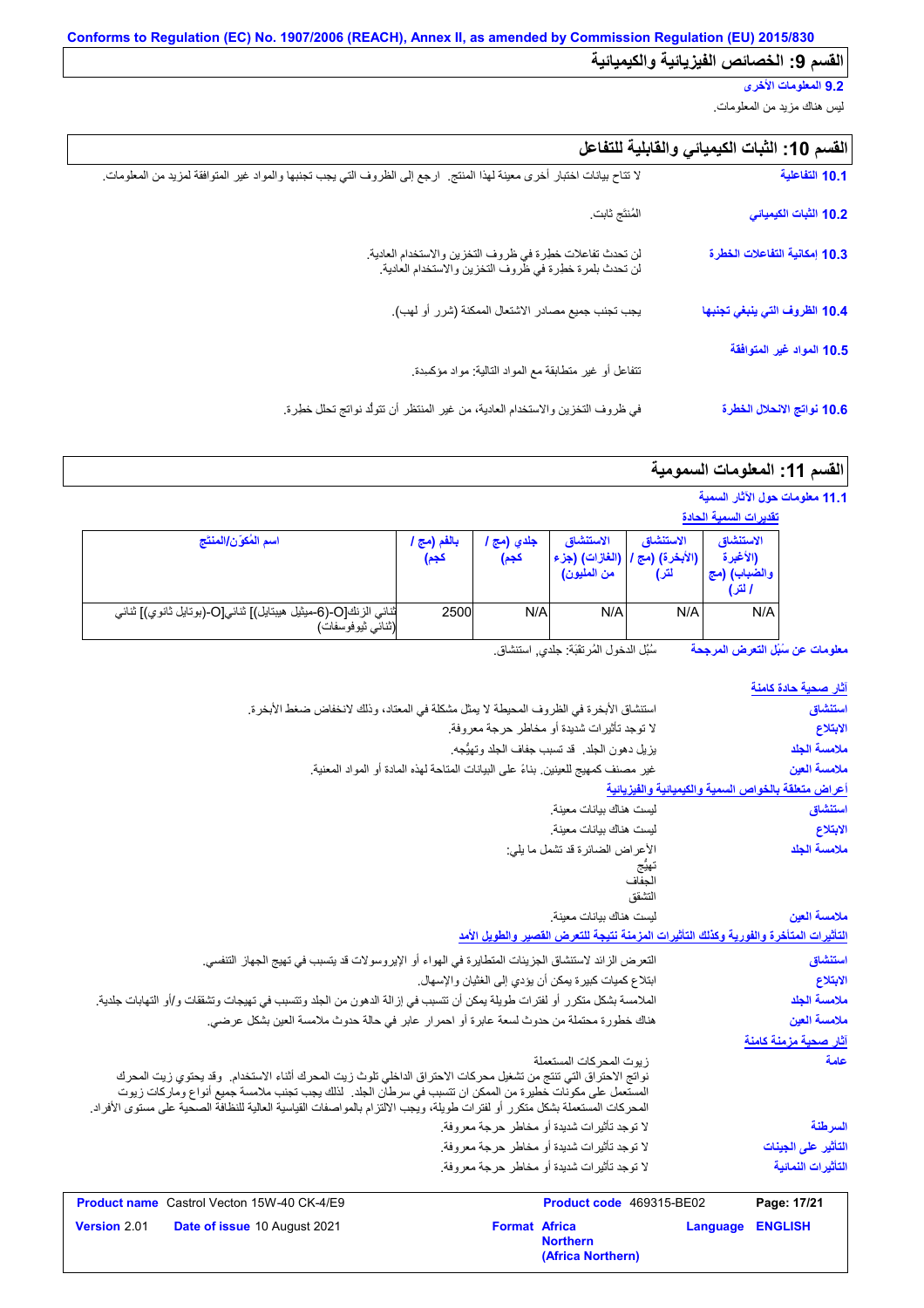Conforms to Regulation (EC) No. 1907/2006 (REACH), Annex II, as amended by Commission Regulation (EU) 2015/830

## القسم 9: الخصائص الفيزيائية والكيميائية

**9.2 المعلومات الأخرى**

ليس هناك مزيد من المعلومات.

## القسم 10: الثبات الكيميائي والقابلية للتفاعل

**10.1 التفاعلية**
لا تتاح بيانات اختبار أخرى معينة لهذا المنتج. ارجع إلى الظروف التي يجب تجنبها والمواد غير المتوافقة لمزيد من المعلومات.

**10.2 الثبات الكيميائي**
المُنتَج ثابت.

**10.3 إمكانية التفاعلات الخطرة**
لن تحدث تفاعلات خطرة في ظروف التخزين والاستخدام العادية.
لن تحدث بلمرة خطرة في ظروف التخزين والاستخدام العادية.

**10.4 الظروف التي ينبغي تجنبها**
يجب تجنب جميع مصادر الاشتعال الممكنة (شرر أو لهب).

**10.5 المواد غير المتوافقة**
تتفاعل أو غير متطابقة مع المواد التالية: مواد مؤكسِدة.

**10.6 نواتج الانحلال الخطرة**
في ظروف التخزين والاستخدام العادية، من غير المنتظر أن تتولّد نواتج تحلل خطرة.

## القسم 11: المعلومات السمومية

**11.1 معلومات حول الآثار السمية**

تقديرات السمية الحادة

| اسم المُكوّن/المنتج | بالفم (مج / كجم) | جلدي (مج / كجم) | الاستنشاق (الغازات) (جزء من المليون) | الاستنشاق (الأبخرة) (مج / لتر) | الاستنشاق (الأغبرة والضباب) (مج / لتر) |
|---|---|---|---|---|---|
| ثنائي الزنك[O-(6-ميثيل هيبتايل)] ثنائي[O-(بوتايل ثانوي)] ثنائي (ثنائي ثيوفوسفات) | 2500 | N/A | N/A | N/A | N/A |

**معلومات عن سُبُل التعرض المرجحة**
سُبُل الدخول المُرتقَبَة: جلدي, استنشاق.

**آثار صحية حادة كامنة**

**استنشاق**
استنشاق الأبخرة في الظروف المحيطة لا يمثل مشكلة في المعتاد، وذلك لانخفاض ضغط الأبخرة.

**الابتلاع**
لا توجد تأثيرات شديدة أو مخاطر حرجة معروفة.

**ملامسة الجلد**
يزيل دهون الجلد. قد تسبب جفاف الجلد وتهيُّجه.

**ملامسة العين**
غير مصنف كمهيج للعينين. بناءً على البيانات المتاحة لهذه المادة أو المواد المعنية.

**أعراض متعلقة بالخواص السمية والكيميائية والفيزيائية**

**استنشاق**
ليست هناك بيانات معينة.

**الابتلاع**
ليست هناك بيانات معينة.

**ملامسة الجلد**
الأعراض الضائرة قد تشمل ما يلي:
تهيُّج
الجفاف
التشقق

**ملامسة العين**
ليست هناك بيانات معينة.

**التأثيرات المتأخرة والفورية وكذلك التأثيرات المزمنة نتيجة للتعرض القصير والطويل الأمد**

**استنشاق**
التعرض الزائد لاستنشاق الجزيئات المتطايرة في الهواء أو الإيروسولات قد يتسبب في تهيج الجهاز التنفسي.

**الابتلاع**
ابتلاع كميات كبيرة يمكن أن يؤدي إلى الغثيان والإسهال.

**ملامسة الجلد**
الملامسة بشكل متكرر أو لفترات طويلة يمكن أن تتسبب في إزالة الدهون من الجلد وتتسبب في تهيجات وتشققات و/أو التهابات جلدية.

**ملامسة العين**
هناك خطورة محتملة من حدوث لسعة عابرة أو احمرار عابر في حالة حدوث ملامسة العين بشكل عرضي.

**آثار صحية مزمنة كامنة**

**عامة**
زيوت المحركات المستعملة
نواتج الاحتراق التي تنتج من تشغيل محركات الاحتراق الداخلي تلوث زيت المحرك أثناء الاستخدام. وقد يحتوي زيت المحرك المستعمل على مكونات خطيرة من الممكن ان تتسبب في سرطان الجلد. لذلك يجب تجنب ملامسة جميع أنواع وماركات زيوت المحركات المستعملة بشكل متكرر أو لفترات طويلة، ويجب الالتزام بالمواصفات القياسية العالية للنظافة الصحية على مستوى الأفراد.

**السرطنة**
لا توجد تأثيرات شديدة أو مخاطر حرجة معروفة.

**التأثير على الجينات**
لا توجد تأثيرات شديدة أو مخاطر حرجة معروفة.

**التأثيرات النمائية**
لا توجد تأثيرات شديدة أو مخاطر حرجة معروفة.

**Product name** Castrol Vecton 15W-40 CK-4/E9 | **Product code** 469315-BE02 | **Version** 2.01 | **Date of issue** 10 August 2021 | **Format** Africa Northern (Africa Northern) | **Language** ENGLISH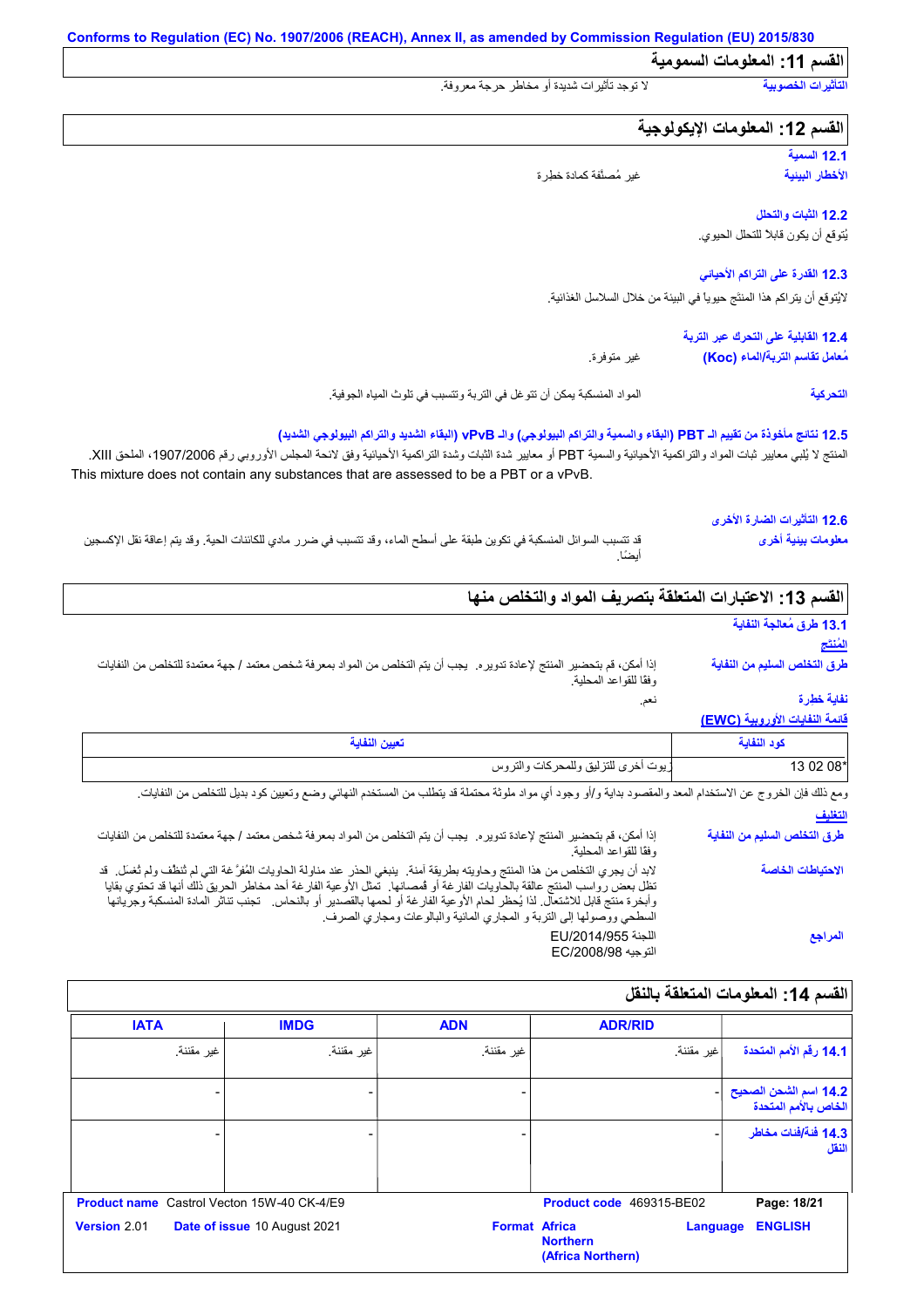## القسم 11: المعلومات السمومية

**التأثيرات الخصوبية** لا توجد تأثيرات شديدة أو مخاطر حرجة معروفة.

## القسم 12: المعلومات الإيكولوجية

### 12.1 السمية

**الأخطار البيئية** غير مُصنَّفة كمادة خطرة

### 12.2 الثبات والتحلل

يُتوقع أن يكون قابلاً للتحلل الحيوي.

### 12.3 القدرة على التراكم الأحيائي

لايُتوقع أن يتراكم هذا المنتج حيويا في البيئة من خلال السلاسل الغذائية.

### 12.4 القابلية على التحرك عبر التربة

**مُعامل تقاسم التربة/الماء (Koc)** غير متوفرة.

**التحركية** المواد المنسكبة يمكن أن تتوغل في التربة وتتسبب في تلوث المياه الجوفية.

### 12.5 نتائج مأخوذة من تقييم الـ PBT (البقاء والسمية والتراكم البيولوجي) والـ vPvB (البقاء الشديد والتراكم البيولوجي الشديد)

المنتج لا يُلبي معايير ثبات المواد والتراكمية الأحيائية والسمية PBT أو معايير شدة الثبات وشدة التراكمية الأحيائية وفق لائحة المجلس الأوروبي رقم 1907/2006، الملحق XIII.

This mixture does not contain any substances that are assessed to be a PBT or a vPvB.

### 12.6 التأثيرات الضارة الأخرى

**معلومات بيئية أخرى** قد تتسبب السوائل المنسكبة في تكوين طبقة على أسطح الماء، وقد تتسبب في ضرر مادي للكائنات الحية. وقد يتم إعاقة نقل الإكسجين أيضًا.

## القسم 13: الاعتبارات المتعلقة بتصريف المواد والتخلص منها

### 13.1 طرق مُعالجة النفاية

**المُنتج**

**طرق التخلص السليم من النفاية** إذا أمكن، قم بتحضير المنتج لإعادة تدويره. يجب أن يتم التخلص من المواد بمعرفة شخص معتمد / جهة معتمدة للتخلص من النفايات وفقًا للقواعد المحلية.

**نفاية خطرة** نعم.

**قائمة النفايات الأوروبية (EWC)**

| كود النفاية | تعيين النفاية |
|---|---|
| 13 02 08* | زيوت أخرى للتزليق وللمحركات والتروس |

ومع ذلك فإن الخروج عن الاستخدام المعد والمقصود بداية و/أو وجود أي مواد ملوثة محتملة قد يتطلب من المستخدم النهائي وضع وتعيين كود بديل للتخلص من النفايات.

**التغليف**

**طرق التخلص السليم من النفاية** إذا أمكن، قم بتحضير المنتج لإعادة تدويره. يجب أن يتم التخلص من المواد بمعرفة شخص معتمد / جهة معتمدة للتخلص من النفايات وفقًا للقواعد المحلية.

**الاحتياطات الخاصة** لابد أن يجري التخلص من هذا المنتج وحاويته بطريقة آمنة. ينبغي الحذر عند مناولة الحاويات المُفرَّغة التي لم تُنظَّف ولم تُغسَل. قد تظل بعض رواسب المنتج عالقة بالحاويات الفارغة أو قُمصانها. تمثل الأوعية الفارغة أحد مخاطر الحريق ذلك أنها قد تحتوي بقايا وأبخرة منتج قابل للاشتعال. لذا يُحظر لحام الأوعية الفارغة أو لحمها بالقصدير أو بالنحاس. تجنب تناثر المادة المنسكبة وجريانها السطحي ووصولها إلى التربة و المجاري المائية والبالوعات ومجاري الصرف.

**المراجع** اللجنة EU/2014/955
التوجيه EC/2008/98

## القسم 14: المعلومات المتعلقة بالنقل

| | ADR/RID | ADN | IMDG | IATA |
|---|---|---|---|---|
| 14.1 رقم الأمم المتحدة | غير مقننة. | غير مقننة. | غير مقننة. | غير مقننة. |
| 14.2 اسم الشحن الصحيح الخاص بالأمم المتحدة | - | - | - | - |
| 14.3 فئة/فئات مخاطر النقل | - | - | - | - |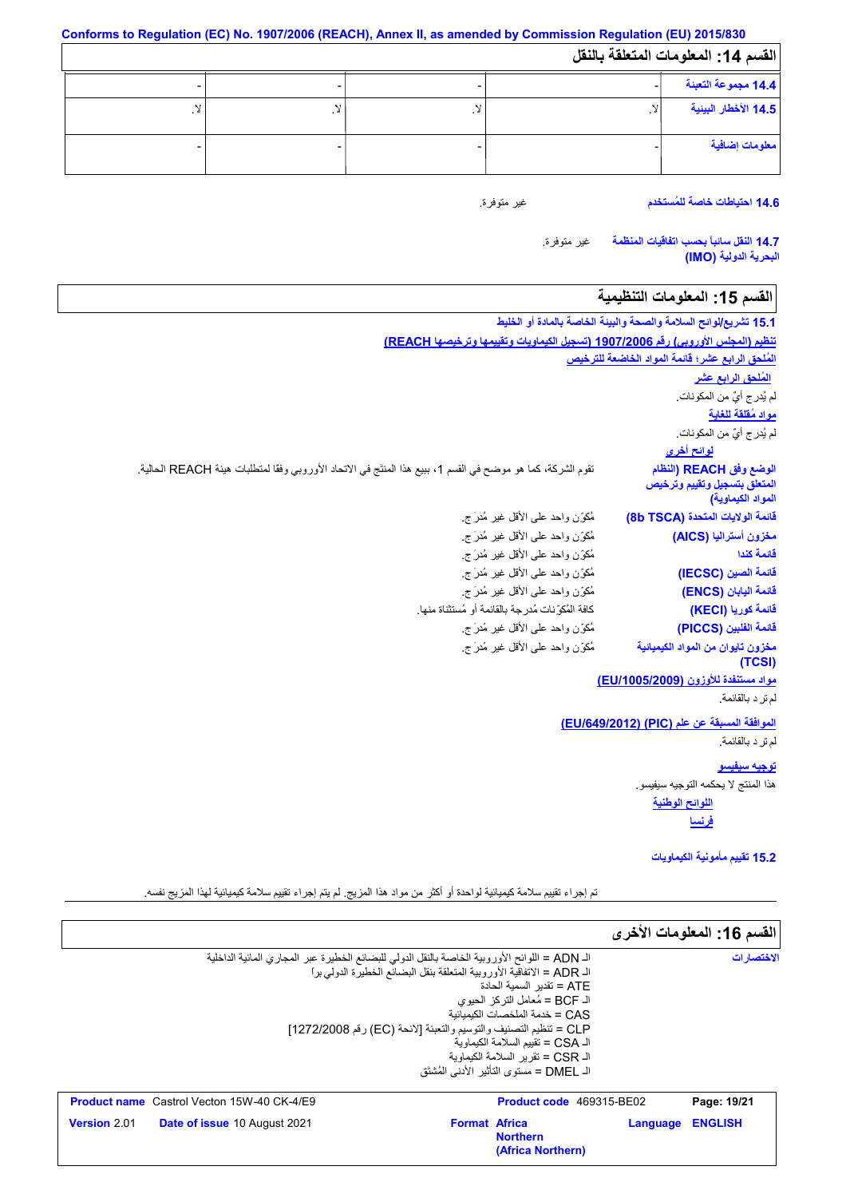Conforms to Regulation (EC) No. 1907/2006 (REACH), Annex II, as amended by Commission Regulation (EU) 2015/830

## القسم 14: المعلومات المتعلقة بالنقل

| | | | | |
|---|---|---|---|---|
| 14.4 مجموعة التعبئة | - | - | - | - |
| 14.5 الأخطار البيئية | لا. | لا. | لا. | لا. |
| معلومات إضافية | - | - | - | - |

**14.6 احتياطات خاصة للمُستخدم** غير متوفرة.

**14.7 النقل سائباً بحسب اتفاقيات المنظمة البحرية الدولية (IMO)** غير متوفرة.

## القسم 15: المعلومات التنظيمية

**15.1 تشريع/لوائح السلامة والصحة والبيئة الخاصة بالمادة أو الخليط**

تنظيم (المجلس الأوروبي) رقم 1907/2006 (تسجيل الكيماويات وتقييمها وترخيصها REACH)

المُلحق الرابع عشر؛ قائمة المواد الخاضعة للترخيص

المُلحق الرابع عشر

لم يُدرج أيٌ من المكونات.

مواد مُقلقة للغاية

لم يُدرج أيٌ من المكونات.

لوائح أخرى

**الوضع وفق REACH (النظام المتعلق بتسجيل وتقييم وترخيص المواد الكيماوية)** تقوم الشركة، كما هو موضح في القسم 1، ببيع هذا المنتج في الاتحاد الأوروبي وفقا لمتطلبات هيئة REACH الحالية.

**قائمة الولايات المتحدة (8b TSCA)** مُكوّن واحد على الأقل غير مُدرَج.

**مخزون أستراليا (AICS)** مُكوّن واحد على الأقل غير مُدرَج.

**قائمة كندا** مُكوّن واحد على الأقل غير مُدرَج.

**قائمة الصين (IECSC)** مُكوّن واحد على الأقل غير مُدرَج.

**قائمة اليابان (ENCS)** مُكوّن واحد على الأقل غير مُدرَج.

**قائمة كوريا (KECI)** كافة المُكوّنات مُدرجة بالقائمة أو مُستثناة منها.

**قائمة الفلبين (PICCS)** مُكوّن واحد على الأقل غير مُدرَج.

**مخزون تايوان من المواد الكيميائية (TCSI)** مُكوّن واحد على الأقل غير مُدرَج.

مواد مستنفدة للأوزون (EU/1005/2009)

لم تر د بالقائمة.

الموافقة المسبقة عن علم (PIC) (EU/649/2012)

لم تر د بالقائمة.

توجيه سيفيسو

هذا المنتج لا يحكمه التوجيه سيفيسو.

اللوائح الوطنية

فرنسا

**15.2 تقييم مأمونية الكيماويات**

تم إجراء تقييم سلامة كيميائية لواحدة أو أكثر من مواد هذا المزيج. لم يتم إجراء تقييم سلامة كيميائية لهذا المزيج نفسه.

## القسم 16: المعلومات الأخرى

**الاختصارات**

الـ ADN = اللوائح الأوروبية الخاصة بالنقل الدولي للبضائع الخطيرة عبر المجاري المائية الداخلية
الـ ADR = الاتفاقية الأوروبية المتعلقة بنقل البضائع الخطيرة الدولي براً
ATE = تقدير السمية الحادة
الـ BCF = مُعامل التركز الحيوي
CAS = خدمة الملخصات الكيميائية
CLP = تنظيم التصنيف والتوسيم والتعبئة [لائحة (EC) رقم 1272/2008]
الـ CSA = تقييم السلامة الكيماوية
الـ CSR = تقرير السلامة الكيماوية
الـ DMEL = مستوى التأثير الأدنى المُشتَق

**Product name** Castrol Vecton 15W-40 CK-4/E9 | **Product code** 469315-BE02
**Version** 2.01 | **Date of issue** 10 August 2021 | **Format** Africa Northern (Africa Northern) | **Language** ENGLISH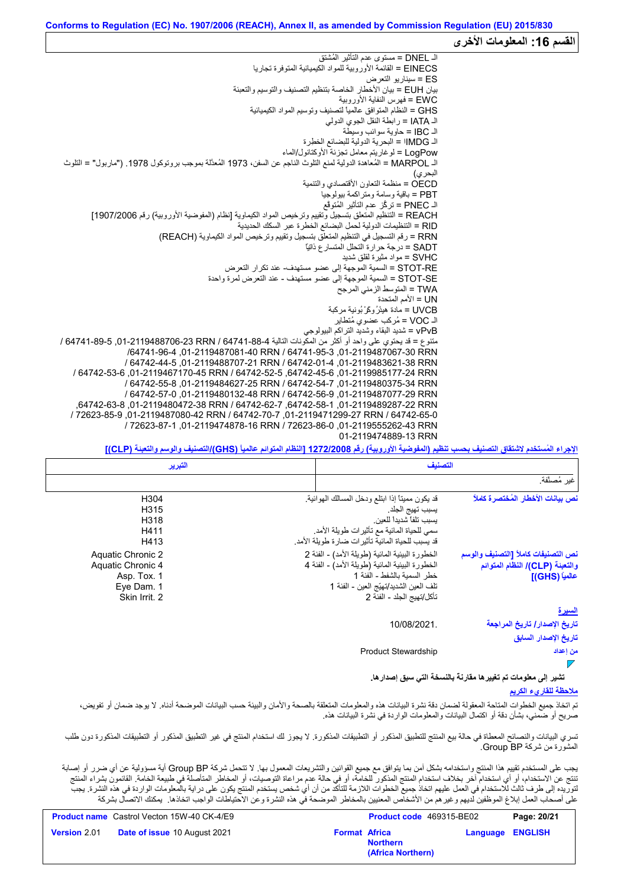Conforms to Regulation (EC) No. 1907/2006 (REACH), Annex II, as amended by Commission Regulation (EU) 2015/830

## القسم 16: المعلومات الأخرى

الـ DNEL = مستوى عدم التأثير المُشتق
EINECS = القائمة الأوروبية للمواد الكيميائية المتوفرة تجاريا
ES = سيناريو التعرض
بيان EUH = بيان الأخطار الخاصة بتنظيم التصنيف والتوسيم والتعبئة
EWC = فهرس النفاية الأوروبية
GHS = النظام المتوافق عالمياً لتصنيف وتوسيم المواد الكيميائية
الـ IATA = رابطة النقل الجوي الدولي
الـ IBC = حاوية سوائب وسيطة
الـ IMDG = البحرية الدولية للبضائع الخطرة
LogPow = لوغاريتم معامل تجزئة الأوكتانول/الماء
الـ MARPOL = المُعاهدة الدولية لمنع التلوث الناجم عن السفن، 1973 المُعدّلة بموجب بروتوكول 1978. ("ماربول" = التلوث البحري)
OECD = منظمة التعاون الأقتصادي والتنمية
PBT = باقية وسامة ومتراكمة بيولوجيا
الـ PNEC = تركّز عدم التأثير المُتوقع
REACH = التنظيم المتعلق بتسجيل وتقييم وترخيص المواد الكيماوية [نظام (المفوضية الأوروبية) رقم 1907/2006]
RID = التنظيمات الدولية لحمل البضائع الخطرة عبر السكك الحديدية
RRN = رقم التسجيل في التنظيم المتعلق بتسجيل وتقييم وترخيص المواد الكيماوية (REACH)
SADT = درجة حرارة التحلل المتسارع ذاتياً
SVHC = مواد مثيرة لقلق شديد
STOT-RE = السمية الموجهة إلى عضو مستهدف- عند تكرار التعرض
STOT-SE = السمية الموجهة إلى عضو مستهدف - عند التعرض لمرة واحدة
TWA = المتوسط الزمني المرجح
UN = الأمم المتحدة
UVCB = مادة هيدْروكَرْبونية مركبة
الـ VOC = مُركب عضوي مُتطاير
vPvB = شديد البقاء وشديد التراكم البيولوجي
متنوع = قد يحتوي على واحد أو أكثر من المكونات التالية 64741-88-4 RRN 01-2119488706-23, 64741-89-5 / RRN 01-2119487081-40, 64741-95-3 / RRN 01-2119487067-30, 64741-96-4/ RRN 01-2119483621-38, 64742-01-4 / RRN 01-2119488707-21, 64742-44-5 / RRN 01-2119985177-24, 64742-45-6, 64742-52-5 / RRN 01-2119467170-45, 64742-53-6 / RRN 01-2119480375-34, 64742-54-7 / RRN 01-2119484627-25, 64742-55-8 / RRN 01-2119487077-29, 64742-56-9 / RRN 01-2119480132-48, 64742-57-0 / RRN 01-2119489287-22, 64742-58-1, 64742-62-7 / RRN 01-2119480472-38, 64742-63-8, 64742-65-0 / RRN 01-2119471299-27, 64742-70-7 / RRN 01-2119487080-42, 72623-85-9 / RRN 01-2119555262-43, 72623-86-0 / RRN 01-2119474878-16, 72623-87-1 / RRN 01-2119474889-13

**الإجراء المُستخدم لاشتقاق التصنيف حسب تنظيم (المفوضية الأوروبية) رقم 1272/2008 [النظام المتوائم عالمياً (GHS)/التصنيف والوسم والتعبئة (CLP)]**

| التصنيف | التبرير |
|---|---|
| غير مُصنّفة. | |

**نص بيانات الأخطار المُختصرة كاملاً**

| | |
|---|---|
| قد يكون مميتاً إذا ابتلع ودخل المسالك الهوائية. | H304 |
| يسبب تهيج الجلد. | H315 |
| يسبب تلفاً شديداً للعين. | H318 |
| سمي للحياة المائية مع تأثيرات طويلة الأمد. | H411 |
| قد يسبب للحياة المائية تأثيرات ضارة طويلة الأمد. | H413 |

**نص التصنيفات كاملاً [التصنيف والوسم والتعبئة (CLP)/ النظام المتوائم عالمياً (GHS)]**

| | |
|---|---|
| الخطورة البيئية المائية (طويلة الأمد) - الفئة 2 | Aquatic Chronic 2 |
| الخطورة البيئية المائية (طويلة الأمد) - الفئة 4 | Aquatic Chronic 4 |
| خطر السمية بالشفط - الفئة 1 | Asp. Tox. 1 |
| تلف العين الشديد/تهيّج العين - الفئة 1 | Eye Dam. 1 |
| تآكل/تهيج الجلد - الفئة 2 | Skin Irrit. 2 |

**السيرة**

**تاريخ الإصدار/ تاريخ المراجعة** 10/08/2021.

**تاريخ الإصدار السابق**

**من إعداد** Product Stewardship

**تشير إلى معلومات تم تغييرها مقارنة بالنسخة التي سبق إصدارها.**

**ملاحظة للقارىء الكريم**

تم اتخاذ جميع الخطوات المتاحة المعقولة لضمان دقة نشرة البيانات هذه والمعلومات المتعلقة بالصحة والأمان والبيئة حسب البيانات الموضحة أدناه. لا يوجد ضمان أو تفويض، صريح أو ضمني، بشأن دقة أو اكتمال البيانات والمعلومات الواردة في نشرة البيانات هذه.

تسري البيانات والنصائح المعطاة في حالة بيع المنتج للتطبيق المذكور أو التطبيقات المذكورة. لا يجوز لك استخدام المنتج في غير التطبيق المذكور أو التطبيقات المذكورة دون طلب المشورة من شركة BP Group.

يجب على المستخدم تقييم هذا المنتج واستخدامه بشكل آمن بما يتوافق مع جميع القوانين والتشريعات المعمول بها. لا تتحمل شركة BP Group أية مسؤولية عن أي ضرر أو إصابة تنتج عن الاستخدام، أو أي استخدام آخر بخلاف استخدام المنتج المذكور للخامة، أو في حالة عدم مراعاة التوصيات، أو المخاطر المتأصلة في طبيعة الخامة. القائمون بشراء المنتج لتوريده إلى طرف ثالث للاستخدام في العمل عليهم اتخاذ جميع الخطوات اللازمة للتأكد من أن أي شخص يستخدم المنتج يكون على دراية بالمعلومات الواردة في هذه النشرة. يجب على أصحاب العمل إبلاغ الموظفين لديهم وغيرهم من الأشخاص المعنيين بالمخاطر الموضحة في هذه النشرة وعن الاحتياطات الواجب اتخاذها. يمكنك الاتصال بشركة

| **Product name** Castrol Vecton 15W-40 CK-4/E9 | **Product code** 469315-BE02 | **Page: 20/21** |
|---|---|---|
| **Version** 2.01 **Date of issue** 10 August 2021 | **Format Africa Northern (Africa Northern)** | **Language ENGLISH** |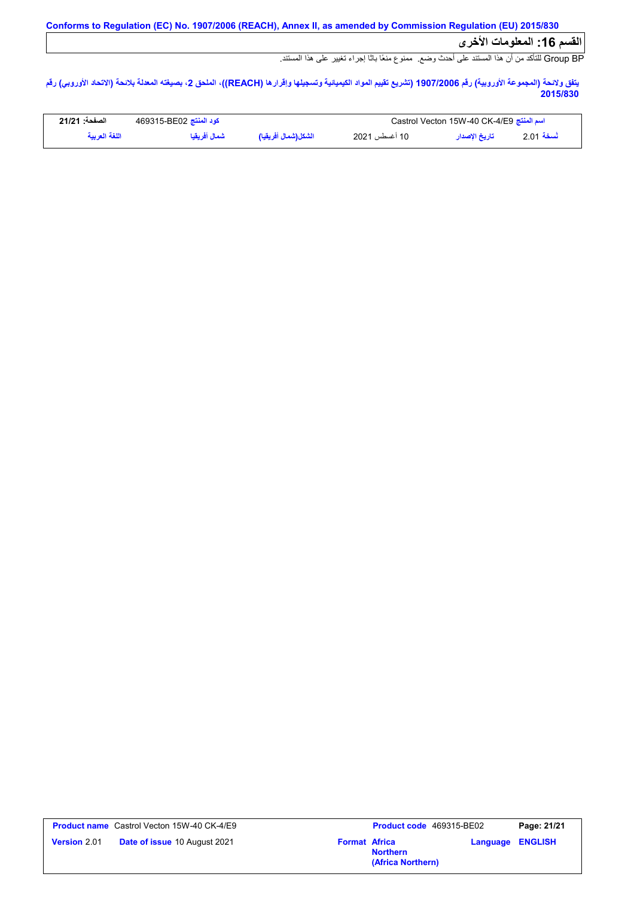## القسم 16: المعلومات الأخرى

BP Group للتأكد من أن هذا المستند على أحدث وضع. ممنوع منعًا باتًا إجراء تغيير على هذا المستند.